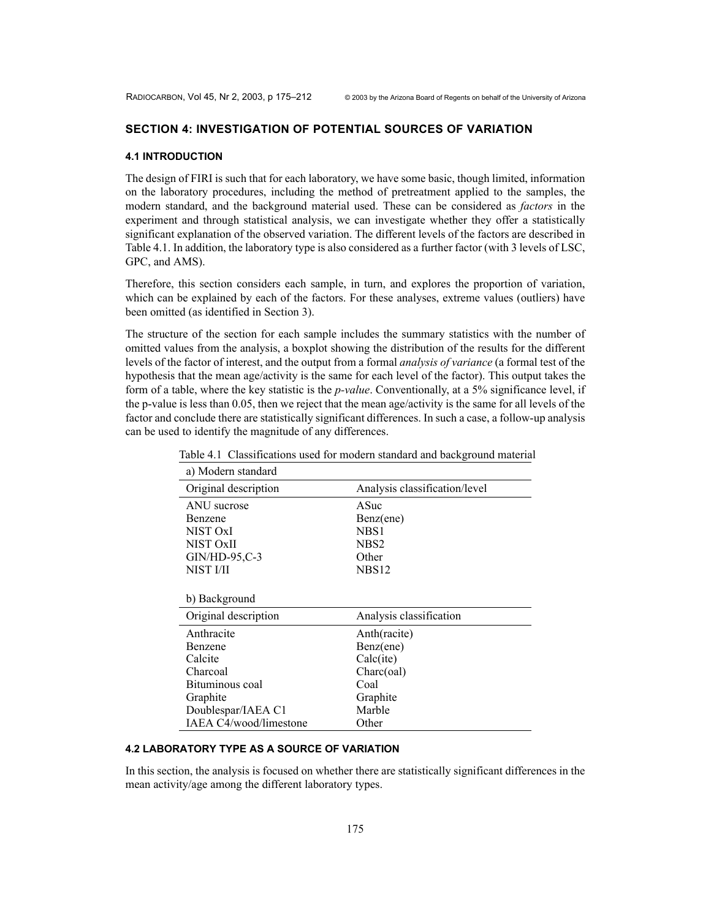## SECTION 4: INVESTIGATION OF POTENTIAL SOURCES OF VARIATION

### 4.1 INTRODUCTION

The design of FIRI is such that for each laboratory, we have some basic, though limited, information on the laboratory procedures, including the method of pretreatment applied to the samples, the modern standard, and the background material used. These can be considered as *factors* in the experiment and through statistical analysis, we can investigate whether they offer a statistically significant explanation of the observed variation. The different levels of the factors are described in Table 4.1. In addition, the laboratory type is also considered as a further factor (with 3 levels of LSC, GPC, and AMS).

Therefore, this section considers each sample, in turn, and explores the proportion of variation, which can be explained by each of the factors. For these analyses, extreme values (outliers) have been omitted (as identified in Section 3).

The structure of the section for each sample includes the summary statistics with the number of omitted values from the analysis, a boxplot showing the distribution of the results for the different levels of the factor of interest, and the output from a formal *analysis of variance* (a formal test of the hypothesis that the mean age/activity is the same for each level of the factor). This output takes the form of a table, where the key statistic is the *p-value*. Conventionally, at a 5% significance level, if the p-value is less than 0.05, then we reject that the mean age/activity is the same for all levels of the factor and conclude there are statistically significant differences. In such a case, a follow-up analysis can be used to identify the magnitude of any differences.

Table 4.1 Classifications used for modern standard and background material

a) Modern standard

| Original description | Analysis classification/level |
|---|---|
| ANU sucrose | ASuc |
| Benzene | Benz(ene) |
| NIST OxI | NBS1 |
| NIST OxII | NBS2 |
| GIN/HD-95,C-3 | Other |
| NIST I/II | NBS12 |

b) Background

| Original description | Analysis classification |
|---|---|
| Anthracite | Anth(racite) |
| Benzene | Benz(ene) |
| Calcite | Calc(ite) |
| Charcoal | Charc(oal) |
| Bituminous coal | Coal |
| Graphite | Graphite |
| Doublespar/IAEA C1 | Marble |
| IAEA C4/wood/limestone | Other |

### 4.2 LABORATORY TYPE AS A SOURCE OF VARIATION

In this section, the analysis is focused on whether there are statistically significant differences in the mean activity/age among the different laboratory types.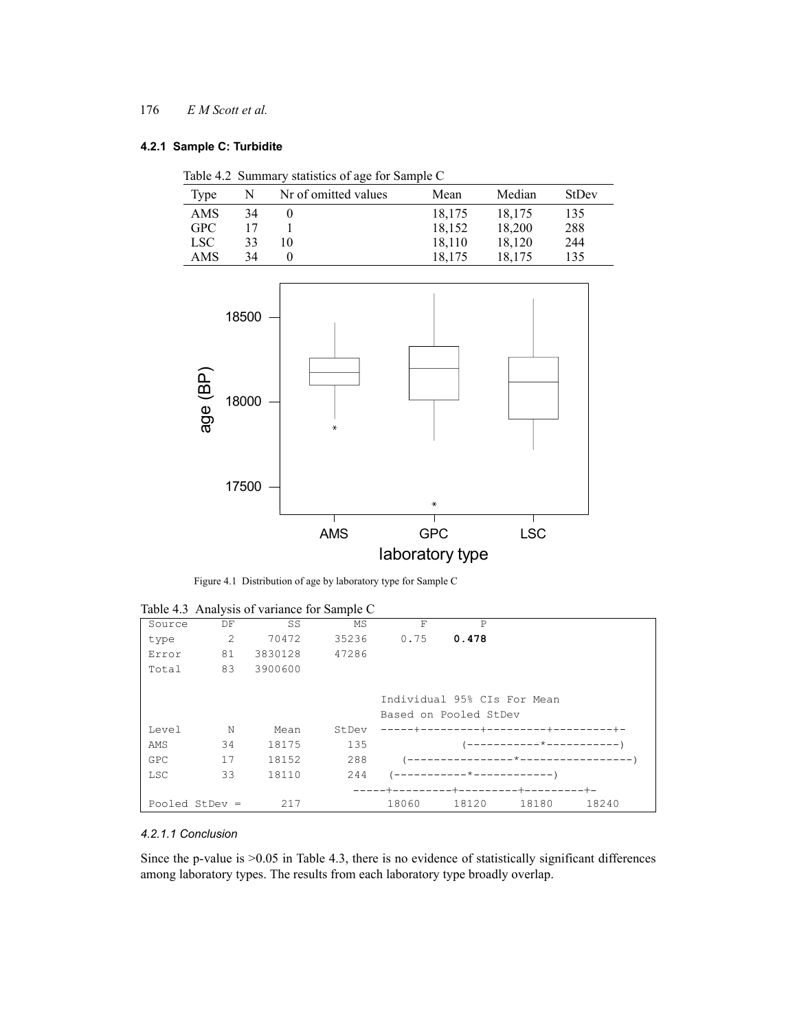#### 4.2.1 Sample C: Turbidite

Table 4.2 Summary statistics of age for Sample C

| Type | N | Nr of omitted values | Mean | Median | StDev |
|---|---|---|---|---|---|
| AMS | 34 | 0 | 18,175 | 18,175 | 135 |
| GPC | 17 | 1 | 18,152 | 18,200 | 288 |
| LSC | 33 | 10 | 18,110 | 18,120 | 244 |
| AMS | 34 | 0 | 18,175 | 18,175 | 135 |

Figure 4.1 Distribution of age by laboratory type for Sample C

Table 4.3 Analysis of variance for Sample C

```
Source      DF        SS        MS        F        P
type         2     70472     35236     0.75    0.478
Error       81   3830128     47286
Total       83   3900600

                                     Individual 95% CIs For Mean
                                     Based on Pooled StDev
Level        N      Mean     StDev   -----+---------+---------+---------+-
AMS         34     18175       135             (-----------*-----------)
GPC         17     18152       288     (----------------*-----------------)
LSC         33     18110       244   (-----------*------------)
                                     -----+---------+---------+---------+-
Pooled StDev =       217              18060     18120     18180     18240
```

##### *4.2.1.1 Conclusion*

Since the p-value is >0.05 in Table 4.3, there is no evidence of statistically significant differences among laboratory types. The results from each laboratory type broadly overlap.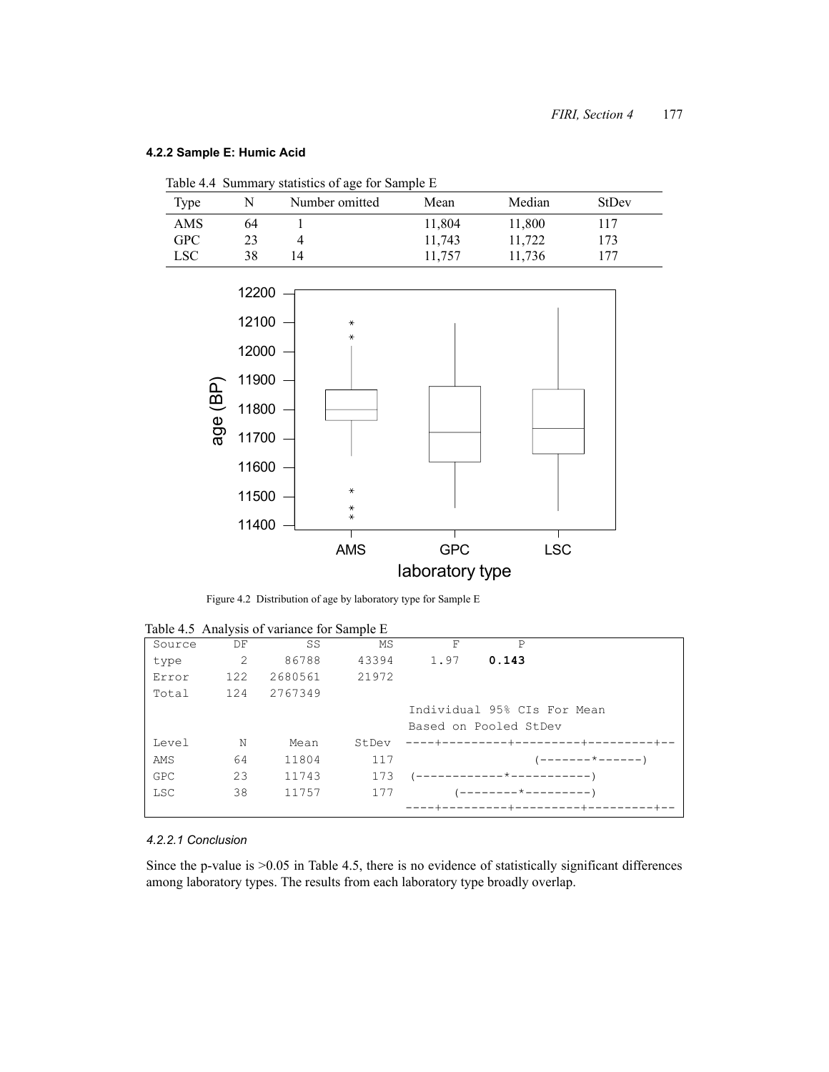### 4.2.2 Sample E: Humic Acid

Table 4.4 Summary statistics of age for Sample E

| Type | N | Number omitted | Mean | Median | StDev |
|---|---|---|---|---|---|
| AMS | 64 | 1 | 11,804 | 11,800 | 117 |
| GPC | 23 | 4 | 11,743 | 11,722 | 173 |
| LSC | 38 | 14 | 11,757 | 11,736 | 177 |

Figure 4.2 Distribution of age by laboratory type for Sample E

Table 4.5 Analysis of variance for Sample E

```
Source    DF       SS       MS        F       P
type       2    86788    43394     1.97   0.143
Error    122  2680561    21972
Total    124  2767349
                                  Individual 95% CIs For Mean
                                  Based on Pooled StDev
Level      N     Mean    StDev  ----+---------+---------+---------+--
AMS       64    11804      117                  (-------*------)
GPC       23    11743      173  (------------*-----------)
LSC       38    11757      177       (--------*---------)
                                ----+---------+---------+---------+--
```

#### 4.2.2.1 Conclusion

Since the p-value is >0.05 in Table 4.5, there is no evidence of statistically significant differences among laboratory types. The results from each laboratory type broadly overlap.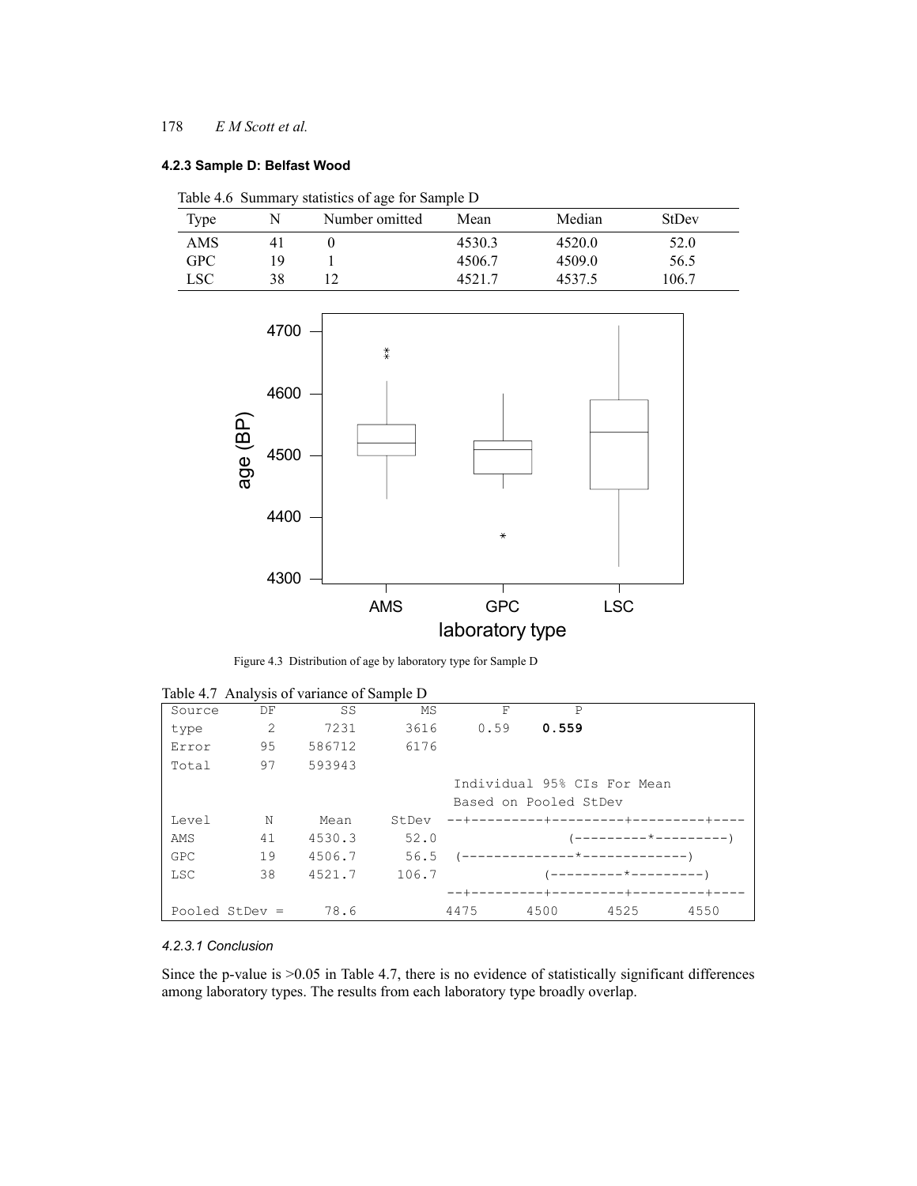### 4.2.3 Sample D: Belfast Wood

Table 4.6 Summary statistics of age for Sample D

| Type | N | Number omitted | Mean | Median | StDev |
|---|---|---|---|---|---|
| AMS | 41 | 0 | 4530.3 | 4520.0 | 52.0 |
| GPC | 19 | 1 | 4506.7 | 4509.0 | 56.5 |
| LSC | 38 | 12 | 4521.7 | 4537.5 | 106.7 |

Figure 4.3 Distribution of age by laboratory type for Sample D

Table 4.7 Analysis of variance of Sample D

```
Source      DF       SS        MS        F       P
type         2     7231      3616     0.59   0.559
Error       95   586712      6176
Total       97   593943
                                    Individual 95% CIs For Mean
                                    Based on Pooled StDev
Level        N     Mean     StDev  --+---------+---------+---------+----
AMS         41   4530.3      52.0                (---------*---------)
GPC         19   4506.7      56.5   (--------------*-------------)
LSC         38   4521.7     106.7             (---------*---------)
                                   --+---------+---------+---------+----
Pooled StDev =     78.6            4475      4500      4525      4550
```

#### 4.2.3.1 Conclusion

Since the p-value is >0.05 in Table 4.7, there is no evidence of statistically significant differences among laboratory types. The results from each laboratory type broadly overlap.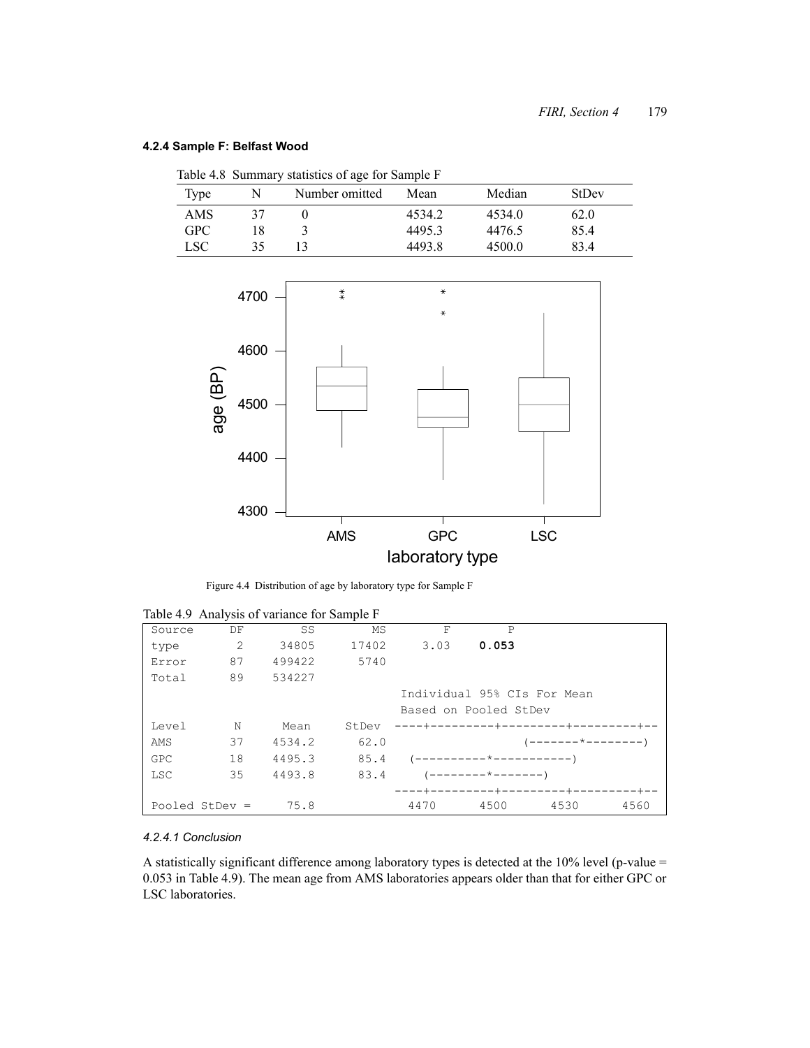### 4.2.4 Sample F: Belfast Wood

Table 4.8 Summary statistics of age for Sample F

| Type | N | Number omitted | Mean | Median | StDev |
|---|---|---|---|---|---|
| AMS | 37 | 0 | 4534.2 | 4534.0 | 62.0 |
| GPC | 18 | 3 | 4495.3 | 4476.5 | 85.4 |
| LSC | 35 | 13 | 4493.8 | 4500.0 | 83.4 |

Figure 4.4 Distribution of age by laboratory type for Sample F

Table 4.9 Analysis of variance for Sample F

```
Source      DF       SS        MS        F        P
type         2     34805     17402     3.03    0.053
Error       87    499422      5740
Total       89    534227
                                     Individual 95% CIs For Mean
                                     Based on Pooled StDev
Level        N     Mean     StDev   ----+---------+---------+---------+--
AMS         37   4534.2      62.0                   (-------*--------)
GPC         18   4495.3      85.4     (----------*-----------)
LSC         35   4493.8      83.4       (--------*-------)
                                    ----+---------+---------+---------+--
Pooled StDev =     75.8              4470      4500      4530      4560
```

#### 4.2.4.1 Conclusion

A statistically significant difference among laboratory types is detected at the 10% level (p-value = 0.053 in Table 4.9). The mean age from AMS laboratories appears older than that for either GPC or LSC laboratories.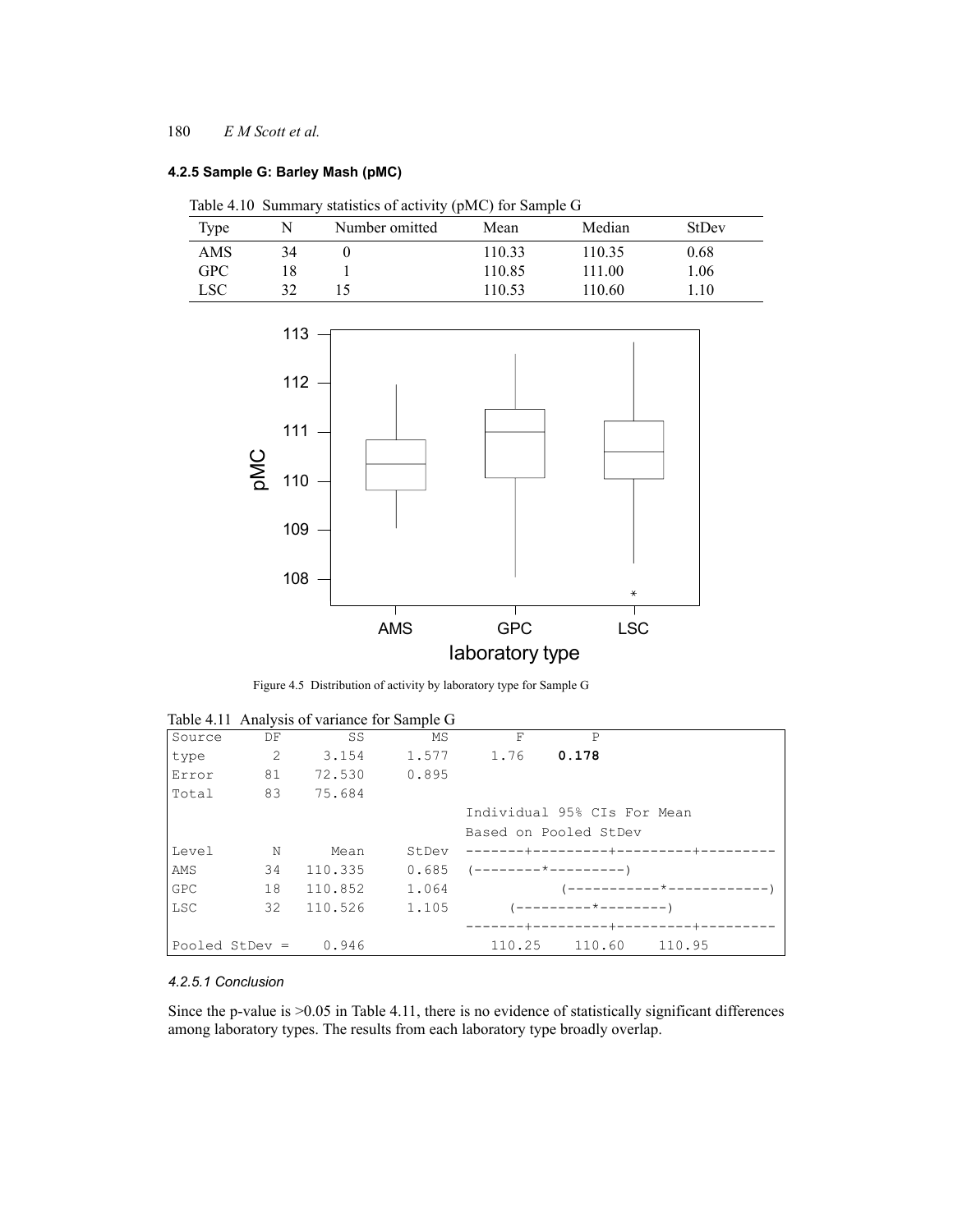### 4.2.5 Sample G: Barley Mash (pMC)

Table 4.10 Summary statistics of activity (pMC) for Sample G

| Type | N | Number omitted | Mean | Median | StDev |
|---|---|---|---|---|---|
| AMS | 34 | 0 | 110.33 | 110.35 | 0.68 |
| GPC | 18 | 1 | 110.85 | 111.00 | 1.06 |
| LSC | 32 | 15 | 110.53 | 110.60 | 1.10 |

Figure 4.5 Distribution of activity by laboratory type for Sample G

Table 4.11 Analysis of variance for Sample G

```
Source      DF        SS        MS        F        P
type         2     3.154     1.577     1.76    0.178
Error       81    72.530     0.895
Total       83    75.684
                                   Individual 95% CIs For Mean
                                   Based on Pooled StDev
Level        N      Mean     StDev  -------+---------+---------+---------
AMS         34   110.335     0.685  (--------*---------)
GPC         18   110.852     1.064             (-----------*------------)
LSC         32   110.526     1.105        (---------*--------)
                                    -------+---------+---------+---------
Pooled StDev =     0.946               110.25    110.60    110.95
```

#### 4.2.5.1 Conclusion

Since the p-value is >0.05 in Table 4.11, there is no evidence of statistically significant differences among laboratory types. The results from each laboratory type broadly overlap.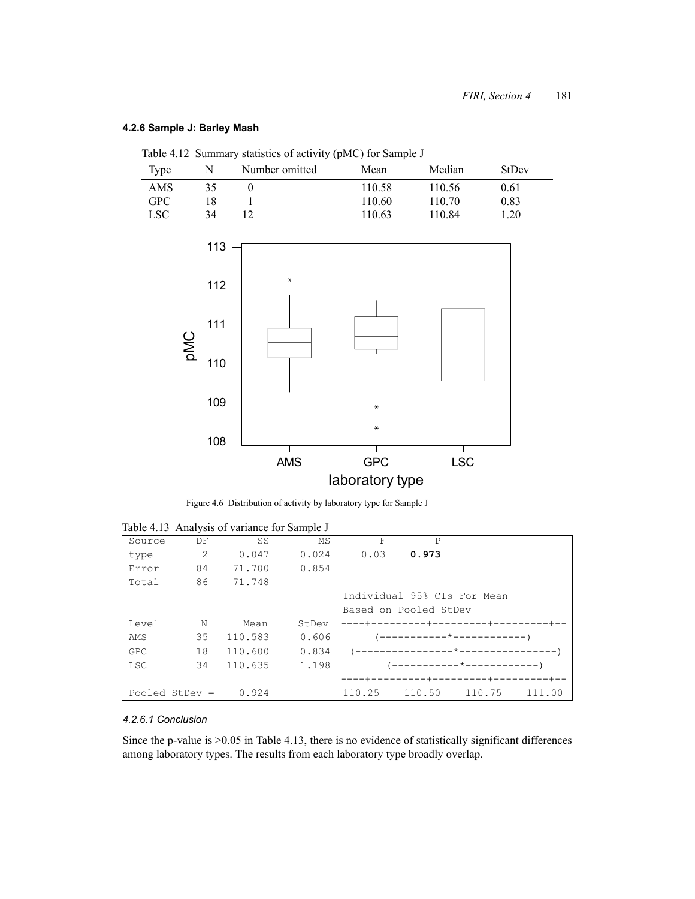### 4.2.6 Sample J: Barley Mash

Table 4.12 Summary statistics of activity (pMC) for Sample J

| Type | N | Number omitted | Mean | Median | StDev |
|---|---|---|---|---|---|
| AMS | 35 | 0 | 110.58 | 110.56 | 0.61 |
| GPC | 18 | 1 | 110.60 | 110.70 | 0.83 |
| LSC | 34 | 12 | 110.63 | 110.84 | 1.20 |

Figure 4.6 Distribution of activity by laboratory type for Sample J

Table 4.13 Analysis of variance for Sample J

```
Source     DF       SS       MS       F       P
type        2    0.047    0.024    0.03   0.973
Error      84   71.700    0.854
Total      86   71.748
                                   Individual 95% CIs For Mean
                                   Based on Pooled StDev
Level       N     Mean    StDev   ----+---------+---------+---------+--
AMS        35  110.583    0.606        (-----------*------------)
GPC        18  110.600    0.834    (----------------*----------------)
LSC        34  110.635    1.198          (-----------*------------)
                                   ----+---------+---------+---------+--
Pooled StDev =   0.924             110.25    110.50    110.75    111.00
```

#### 4.2.6.1 Conclusion

Since the p-value is >0.05 in Table 4.13, there is no evidence of statistically significant differences among laboratory types. The results from each laboratory type broadly overlap.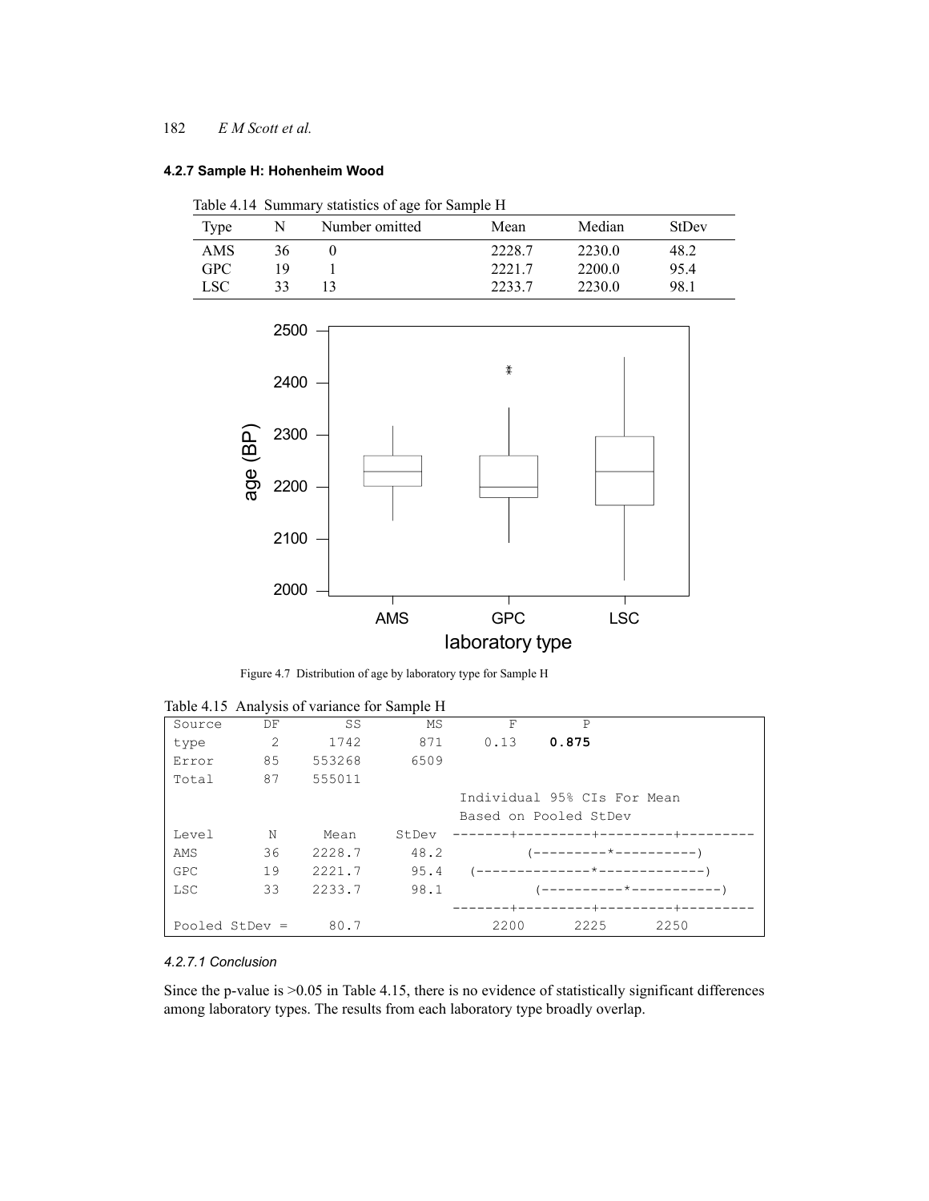### 4.2.7 Sample H: Hohenheim Wood

Table 4.14 Summary statistics of age for Sample H

| Type | N | Number omitted | Mean | Median | StDev |
|---|---|---|---|---|---|
| AMS | 36 | 0 | 2228.7 | 2230.0 | 48.2 |
| GPC | 19 | 1 | 2221.7 | 2200.0 | 95.4 |
| LSC | 33 | 13 | 2233.7 | 2230.0 | 98.1 |

Figure 4.7 Distribution of age by laboratory type for Sample H

Table 4.15 Analysis of variance for Sample H

```
Source      DF        SS        MS        F        P
type         2      1742       871     0.13    0.875
Error       85    553268      6509
Total       87    555011
                                    Individual 95% CIs For Mean
                                    Based on Pooled StDev
Level        N      Mean     StDev  -------+---------+---------+---------
AMS         36    2228.7      48.2          (---------*----------)
GPC         19    2221.7      95.4   (--------------*-------------)
LSC         33    2233.7      98.1           (----------*-----------)
                                    -------+---------+---------+---------
Pooled StDev =      80.7                 2200      2225      2250
```

#### 4.2.7.1 Conclusion

Since the p-value is >0.05 in Table 4.15, there is no evidence of statistically significant differences among laboratory types. The results from each laboratory type broadly overlap.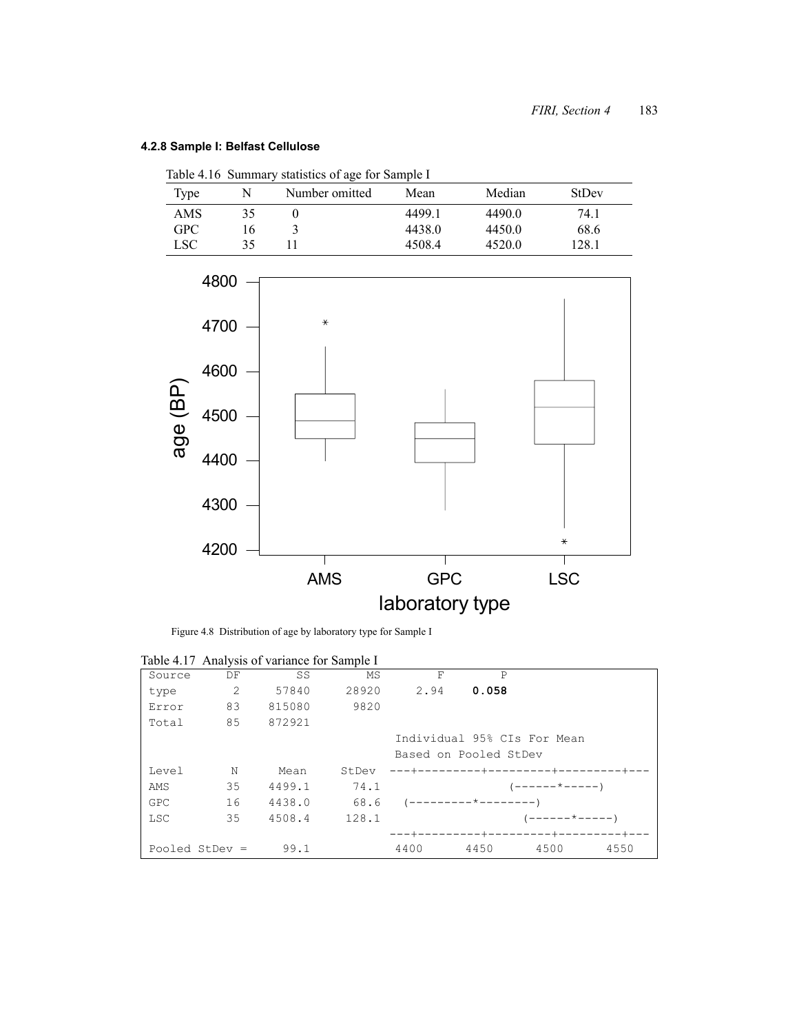### 4.2.8 Sample I: Belfast Cellulose

Table 4.16 Summary statistics of age for Sample I

| Type | N | Number omitted | Mean | Median | StDev |
|---|---|---|---|---|---|
| AMS | 35 | 0 | 4499.1 | 4490.0 | 74.1 |
| GPC | 16 | 3 | 4438.0 | 4450.0 | 68.6 |
| LSC | 35 | 11 | 4508.4 | 4520.0 | 128.1 |

Figure 4.8 Distribution of age by laboratory type for Sample I

Table 4.17 Analysis of variance for Sample I

```
Source      DF        SS        MS        F        P
type         2     57840     28920     2.94    0.058
Error       83    815080      9820
Total       85    872921
                                       Individual 95% CIs For Mean
                                       Based on Pooled StDev
Level        N      Mean     StDev   ---+---------+---------+---------+---
AMS         35    4499.1      74.1                  (------*-----)
GPC         16    4438.0      68.6    (---------*--------)
LSC         35    4508.4     128.1                    (------*-----)
                                     ---+---------+---------+---------+---
Pooled StDev =      99.1              4400      4450      4500      4550
```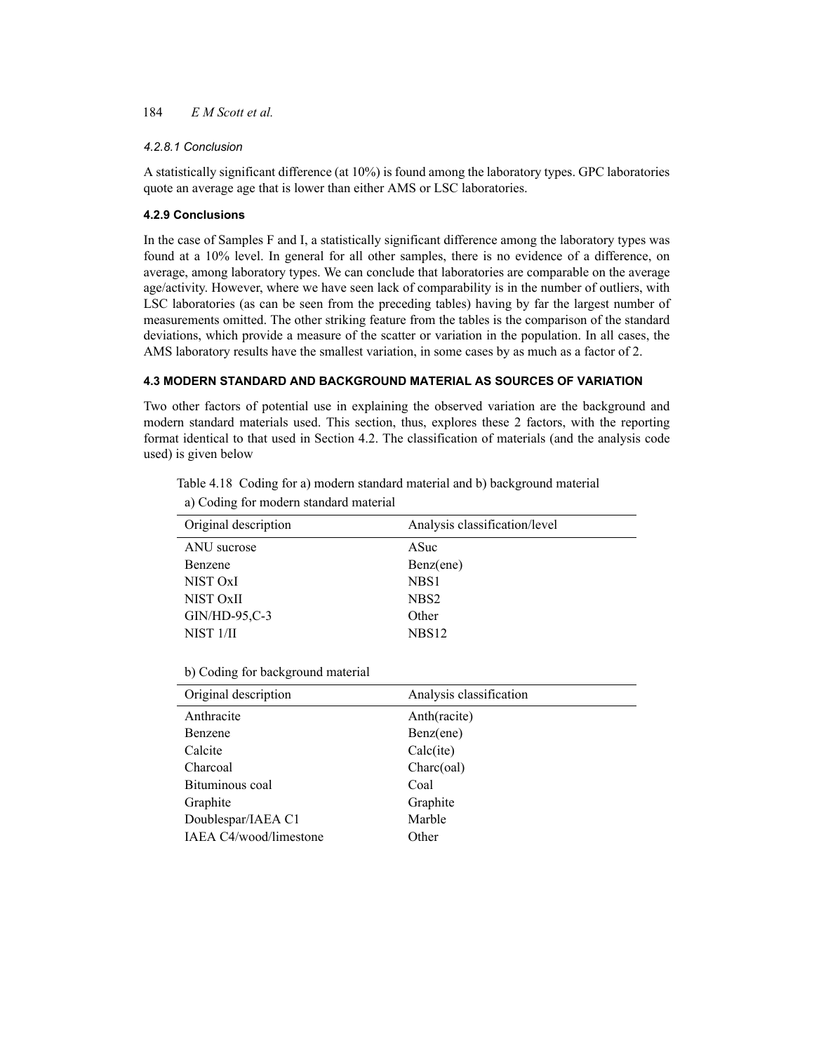#### 4.2.8.1 Conclusion

A statistically significant difference (at 10%) is found among the laboratory types. GPC laboratories quote an average age that is lower than either AMS or LSC laboratories.

### 4.2.9 Conclusions

In the case of Samples F and I, a statistically significant difference among the laboratory types was found at a 10% level. In general for all other samples, there is no evidence of a difference, on average, among laboratory types. We can conclude that laboratories are comparable on the average age/activity. However, where we have seen lack of comparability is in the number of outliers, with LSC laboratories (as can be seen from the preceding tables) having by far the largest number of measurements omitted. The other striking feature from the tables is the comparison of the standard deviations, which provide a measure of the scatter or variation in the population. In all cases, the AMS laboratory results have the smallest variation, in some cases by as much as a factor of 2.

## 4.3 MODERN STANDARD AND BACKGROUND MATERIAL AS SOURCES OF VARIATION

Two other factors of potential use in explaining the observed variation are the background and modern standard materials used. This section, thus, explores these 2 factors, with the reporting format identical to that used in Section 4.2. The classification of materials (and the analysis code used) is given below

Table 4.18 Coding for a) modern standard material and b) background material

a) Coding for modern standard material

| Original description | Analysis classification/level |
|---|---|
| ANU sucrose | ASuc |
| Benzene | Benz(ene) |
| NIST OxI | NBS1 |
| NIST OxII | NBS2 |
| GIN/HD-95,C-3 | Other |
| NIST 1/II | NBS12 |

b) Coding for background material

| Original description | Analysis classification |
|---|---|
| Anthracite | Anth(racite) |
| Benzene | Benz(ene) |
| Calcite | Calc(ite) |
| Charcoal | Charc(oal) |
| Bituminous coal | Coal |
| Graphite | Graphite |
| Doublespar/IAEA C1 | Marble |
| IAEA C4/wood/limestone | Other |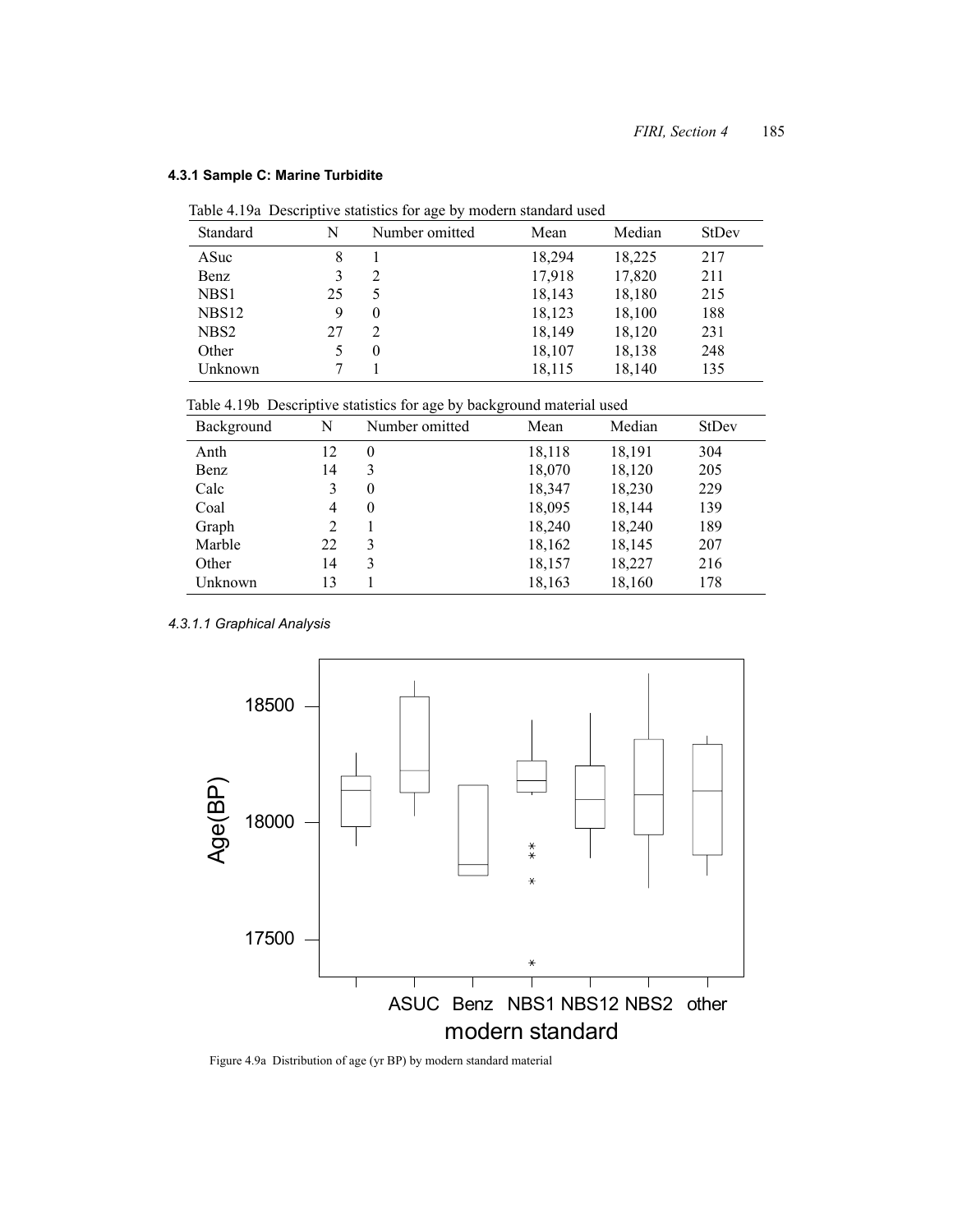### 4.3.1 Sample C: Marine Turbidite

Table 4.19a Descriptive statistics for age by modern standard used

| Standard | N | Number omitted | Mean | Median | StDev |
|---|---|---|---|---|---|
| ASuc | 8 | 1 | 18,294 | 18,225 | 217 |
| Benz | 3 | 2 | 17,918 | 17,820 | 211 |
| NBS1 | 25 | 5 | 18,143 | 18,180 | 215 |
| NBS12 | 9 | 0 | 18,123 | 18,100 | 188 |
| NBS2 | 27 | 2 | 18,149 | 18,120 | 231 |
| Other | 5 | 0 | 18,107 | 18,138 | 248 |
| Unknown | 7 | 1 | 18,115 | 18,140 | 135 |

Table 4.19b Descriptive statistics for age by background material used

| Background | N | Number omitted | Mean | Median | StDev |
|---|---|---|---|---|---|
| Anth | 12 | 0 | 18,118 | 18,191 | 304 |
| Benz | 14 | 3 | 18,070 | 18,120 | 205 |
| Calc | 3 | 0 | 18,347 | 18,230 | 229 |
| Coal | 4 | 0 | 18,095 | 18,144 | 139 |
| Graph | 2 | 1 | 18,240 | 18,240 | 189 |
| Marble | 22 | 3 | 18,162 | 18,145 | 207 |
| Other | 14 | 3 | 18,157 | 18,227 | 216 |
| Unknown | 13 | 1 | 18,163 | 18,160 | 178 |

#### 4.3.1.1 Graphical Analysis

Figure 4.9a Distribution of age (yr BP) by modern standard material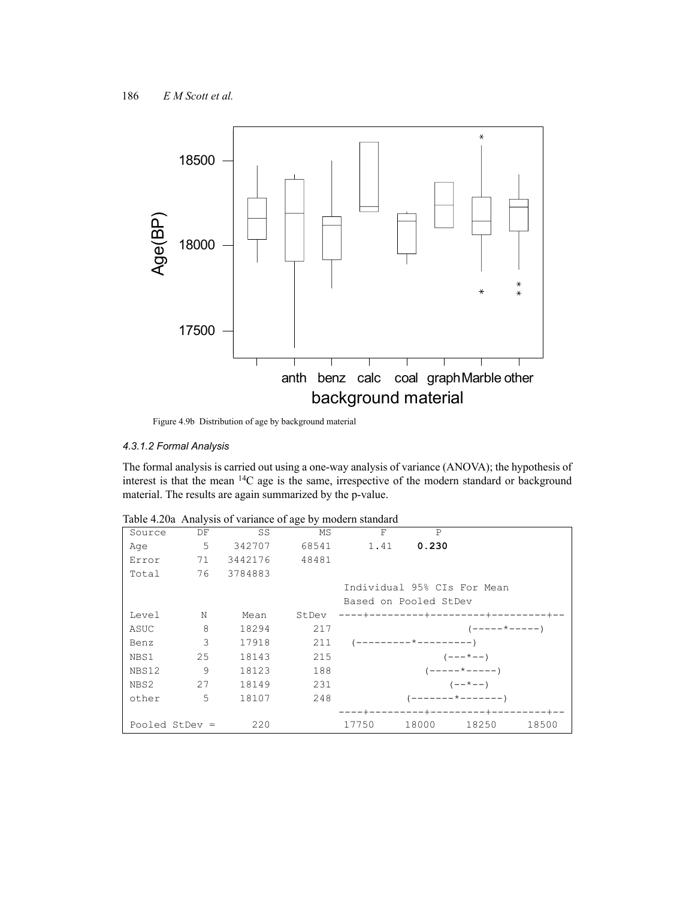Figure 4.9b Distribution of age by background material

#### 4.3.1.2 Formal Analysis

The formal analysis is carried out using a one-way analysis of variance (ANOVA); the hypothesis of interest is that the mean $^{14}C$ age is the same, irrespective of the modern standard or background material. The results are again summarized by the p-value.

Table 4.20a Analysis of variance of age by modern standard

| Source | DF | SS | MS | F | P |
|---|---|---|---|---|---|
| Age | 5 | 342707 | 68541 | 1.41 | **0.230** |
| Error | 71 | 3442176 | 48481 | | |
| Total | 76 | 3784883 | | | |

Individual 95% CIs For Mean Based on Pooled StDev

| Level | N | Mean | StDev |
|---|---|---|---|
| ASUC | 8 | 18294 | 217 |
| Benz | 3 | 17918 | 211 |
| NBS1 | 25 | 18143 | 215 |
| NBS12 | 9 | 18123 | 188 |
| NBS2 | 27 | 18149 | 231 |
| other | 5 | 18107 | 248 |

Pooled StDev = 220

```
Level       N      Mean     StDev  ----+---------+---------+---------+--
ASUC        8     18294       217                      (-----*-----)
Benz        3     17918       211   (---------*---------)
NBS1       25     18143       215                (---*--)
NBS12       9     18123       188              (-----*-----)
NBS2       27     18149       231                 (--*--)
other       5     18107       248           (-------*-------)
                                   ----+---------+---------+---------+--
Pooled StDev =      220            17750     18000     18250     18500
```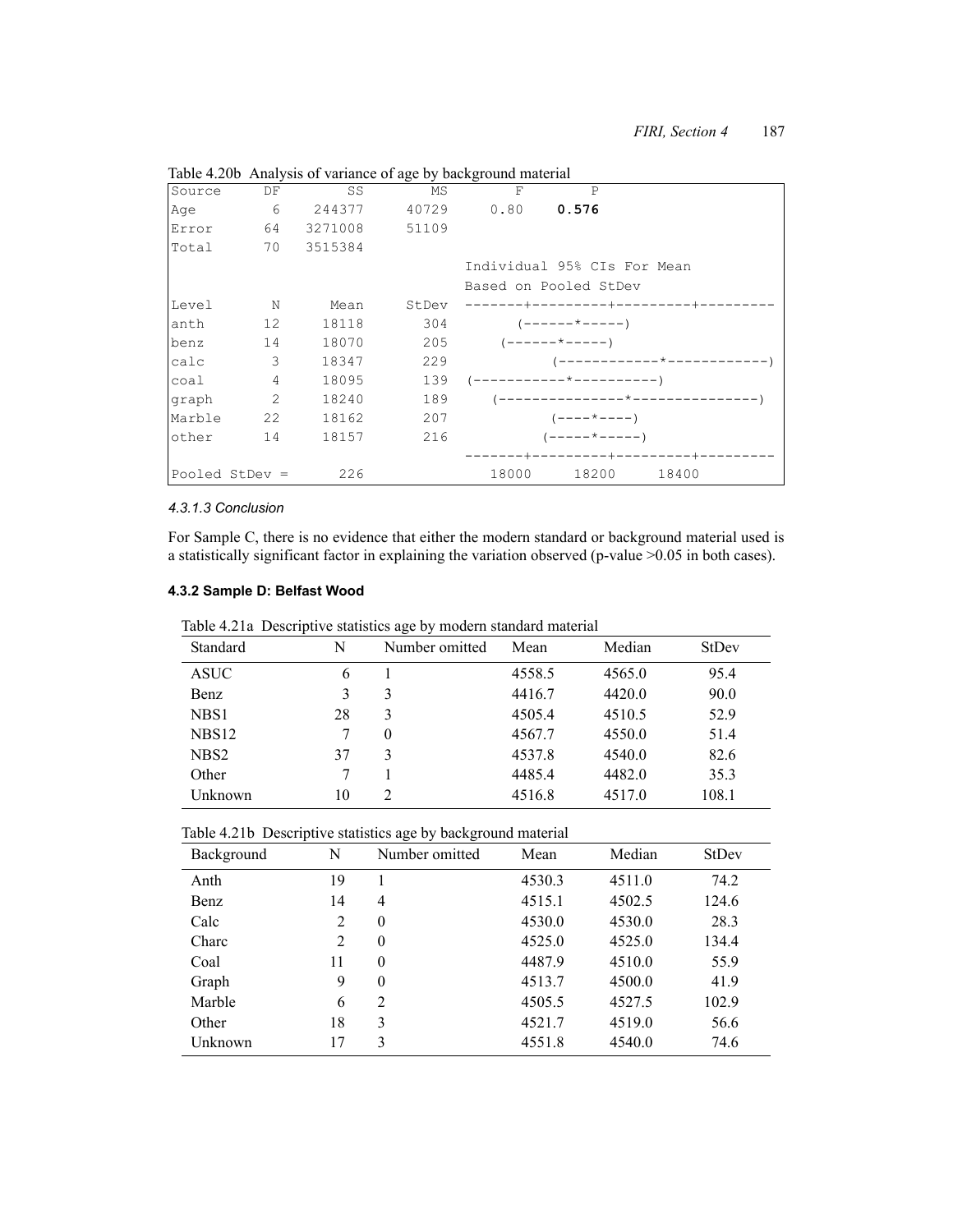Table 4.20b Analysis of variance of age by background material

```
Source      DF       SS        MS        F        P
Age          6   244377     40729     0.80    0.576
Error       64  3271008     51109
Total       70  3515384
                                     Individual 95% CIs For Mean
                                     Based on Pooled StDev
Level        N     Mean     StDev  -------+---------+---------+---------
anth        12    18118       304        (------*-----)
benz        14    18070       205      (------*-----)
calc         3    18347       229            (------------*------------)
coal         4    18095       139  (-----------*----------)
graph        2    18240       189      (---------------*---------------)
Marble      22    18162       207            (----*----)
other       14    18157       216           (-----*-----)
                                   -------+---------+---------+---------
Pooled StDev =      226               18000     18200     18400
```

#### *4.3.1.3 Conclusion*

For Sample C, there is no evidence that either the modern standard or background material used is a statistically significant factor in explaining the variation observed (p-value >0.05 in both cases).

### 4.3.2 Sample D: Belfast Wood

Table 4.21a Descriptive statistics age by modern standard material

| Standard | N | Number omitted | Mean | Median | StDev |
|---|---|---|---|---|---|
| ASUC | 6 | 1 | 4558.5 | 4565.0 | 95.4 |
| Benz | 3 | 3 | 4416.7 | 4420.0 | 90.0 |
| NBS1 | 28 | 3 | 4505.4 | 4510.5 | 52.9 |
| NBS12 | 7 | 0 | 4567.7 | 4550.0 | 51.4 |
| NBS2 | 37 | 3 | 4537.8 | 4540.0 | 82.6 |
| Other | 7 | 1 | 4485.4 | 4482.0 | 35.3 |
| Unknown | 10 | 2 | 4516.8 | 4517.0 | 108.1 |

Table 4.21b Descriptive statistics age by background material

| Background | N | Number omitted | Mean | Median | StDev |
|---|---|---|---|---|---|
| Anth | 19 | 1 | 4530.3 | 4511.0 | 74.2 |
| Benz | 14 | 4 | 4515.1 | 4502.5 | 124.6 |
| Calc | 2 | 0 | 4530.0 | 4530.0 | 28.3 |
| Charc | 2 | 0 | 4525.0 | 4525.0 | 134.4 |
| Coal | 11 | 0 | 4487.9 | 4510.0 | 55.9 |
| Graph | 9 | 0 | 4513.7 | 4500.0 | 41.9 |
| Marble | 6 | 2 | 4505.5 | 4527.5 | 102.9 |
| Other | 18 | 3 | 4521.7 | 4519.0 | 56.6 |
| Unknown | 17 | 3 | 4551.8 | 4540.0 | 74.6 |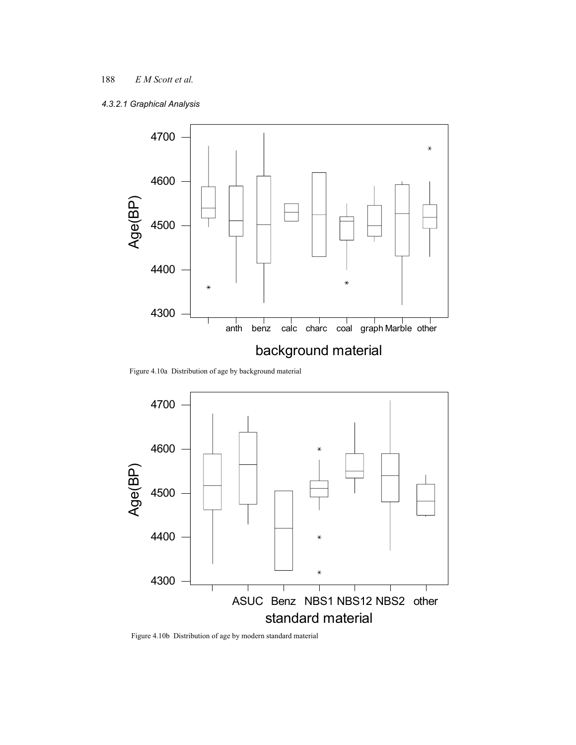*4.3.2.1 Graphical Analysis*

Figure 4.10a Distribution of age by background material

Figure 4.10b Distribution of age by modern standard material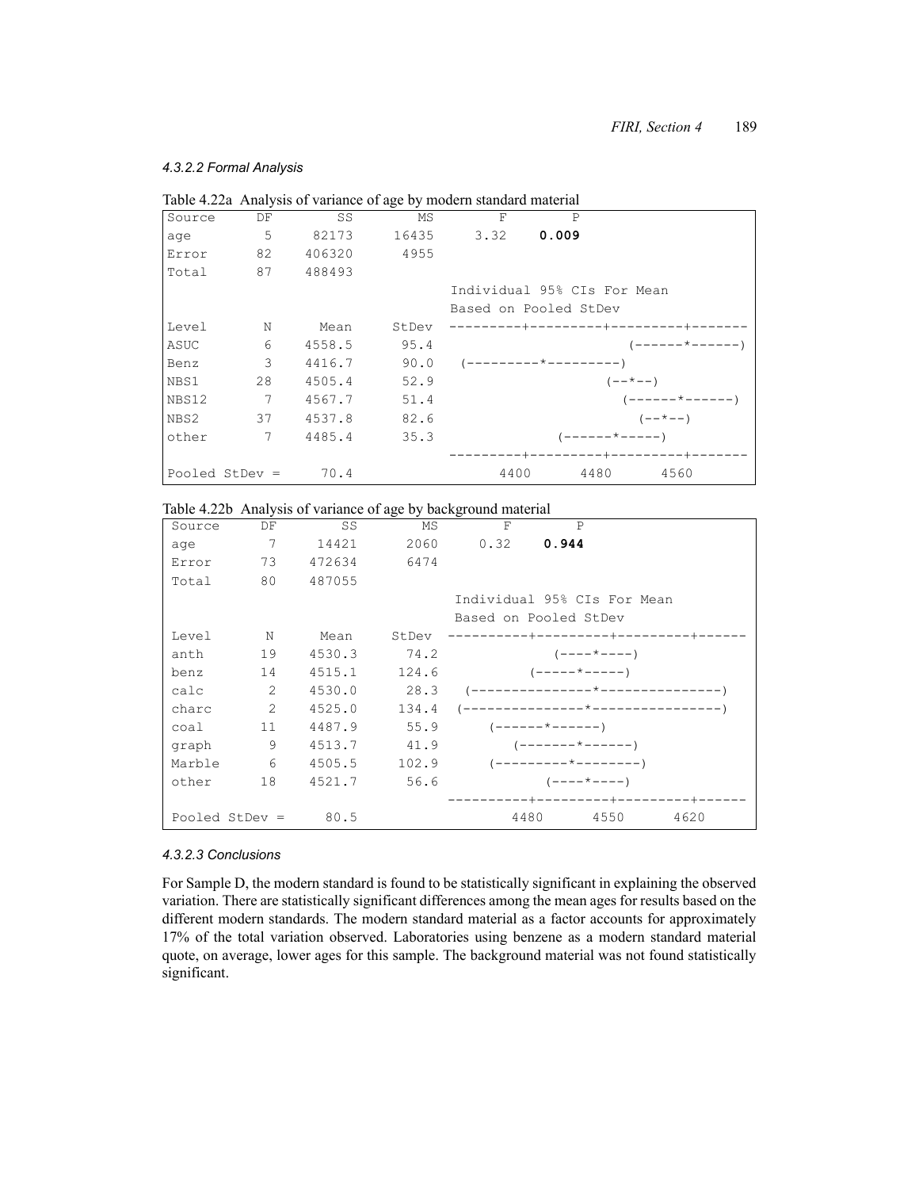#### 4.3.2.2 Formal Analysis

Table 4.22a Analysis of variance of age by modern standard material

| Source | DF | SS | MS | F | P |
|---|---|---|---|---|---|
| age | 5 | 82173 | 16435 | 3.32 | **0.009** |
| Error | 82 | 406320 | 4955 | | |
| Total | 87 | 488493 | | | |

```
                                     Individual 95% CIs For Mean
                                     Based on Pooled StDev
Level        N      Mean     StDev   ---------+---------+---------+-------
ASUC         6    4558.5      95.4                           (------*------)
Benz         3    4416.7      90.0    (---------*---------)
NBS1        28    4505.4      52.9                         (--*--)
NBS12        7    4567.7      51.4                            (------*------)
NBS2        37    4537.8      82.6                               (--*--)
other        7    4485.4      35.3                    (------*-----)
                                     ---------+---------+---------+-------
Pooled StDev =      70.4                  4400      4480      4560
```

Table 4.22b Analysis of variance of age by background material

| Source | DF | SS | MS | F | P |
|---|---|---|---|---|---|
| age | 7 | 14421 | 2060 | 0.32 | **0.944** |
| Error | 73 | 472634 | 6474 | | |
| Total | 80 | 487055 | | | |

```
                                     Individual 95% CIs For Mean
                                     Based on Pooled StDev
Level        N      Mean     StDev   ----------+---------+---------+------
anth        19    4530.3      74.2                (----*----)
benz        14    4515.1     124.6             (-----*-----)
calc         2    4530.0      28.3    (---------------*---------------)
charc        2    4525.0     134.4   (---------------*----------------)
coal        11    4487.9      55.9        (------*------)
graph        9    4513.7      41.9           (-------*------)
Marble       6    4505.5     102.9        (---------*--------)
other       18    4521.7      56.6                (----*----)
                                     ----------+---------+---------+------
Pooled StDev =      80.5                   4480      4550      4620
```

#### 4.3.2.3 Conclusions

For Sample D, the modern standard is found to be statistically significant in explaining the observed variation. There are statistically significant differences among the mean ages for results based on the different modern standards. The modern standard material as a factor accounts for approximately 17% of the total variation observed. Laboratories using benzene as a modern standard material quote, on average, lower ages for this sample. The background material was not found statistically significant.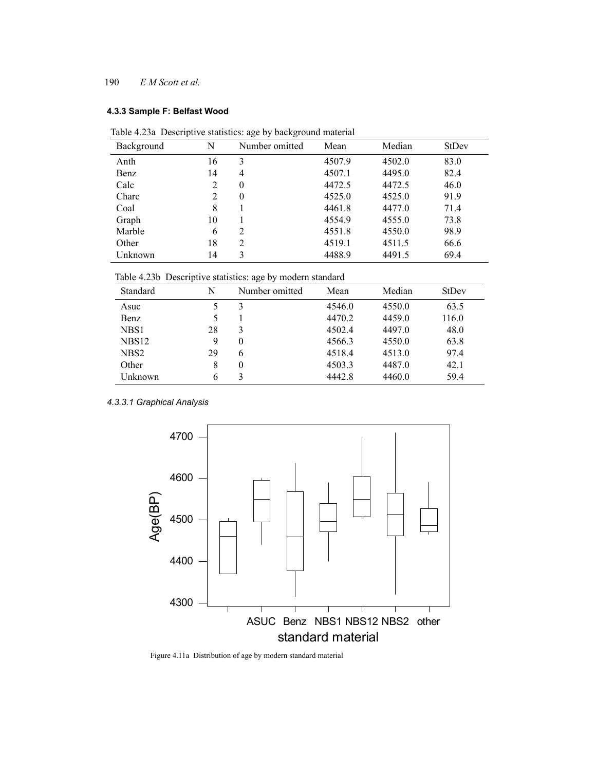#### 4.3.3 Sample F: Belfast Wood

Table 4.23a Descriptive statistics: age by background material

| Background | N | Number omitted | Mean | Median | StDev |
|---|---|---|---|---|---|
| Anth | 16 | 3 | 4507.9 | 4502.0 | 83.0 |
| Benz | 14 | 4 | 4507.1 | 4495.0 | 82.4 |
| Calc | 2 | 0 | 4472.5 | 4472.5 | 46.0 |
| Charc | 2 | 0 | 4525.0 | 4525.0 | 91.9 |
| Coal | 8 | 1 | 4461.8 | 4477.0 | 71.4 |
| Graph | 10 | 1 | 4554.9 | 4555.0 | 73.8 |
| Marble | 6 | 2 | 4551.8 | 4550.0 | 98.9 |
| Other | 18 | 2 | 4519.1 | 4511.5 | 66.6 |
| Unknown | 14 | 3 | 4488.9 | 4491.5 | 69.4 |

Table 4.23b Descriptive statistics: age by modern standard

| Standard | N | Number omitted | Mean | Median | StDev |
|---|---|---|---|---|---|
| Asuc | 5 | 3 | 4546.0 | 4550.0 | 63.5 |
| Benz | 5 | 1 | 4470.2 | 4459.0 | 116.0 |
| NBS1 | 28 | 3 | 4502.4 | 4497.0 | 48.0 |
| NBS12 | 9 | 0 | 4566.3 | 4550.0 | 63.8 |
| NBS2 | 29 | 6 | 4518.4 | 4513.0 | 97.4 |
| Other | 8 | 0 | 4503.3 | 4487.0 | 42.1 |
| Unknown | 6 | 3 | 4442.8 | 4460.0 | 59.4 |

##### *4.3.3.1 Graphical Analysis*

Figure 4.11a Distribution of age by modern standard material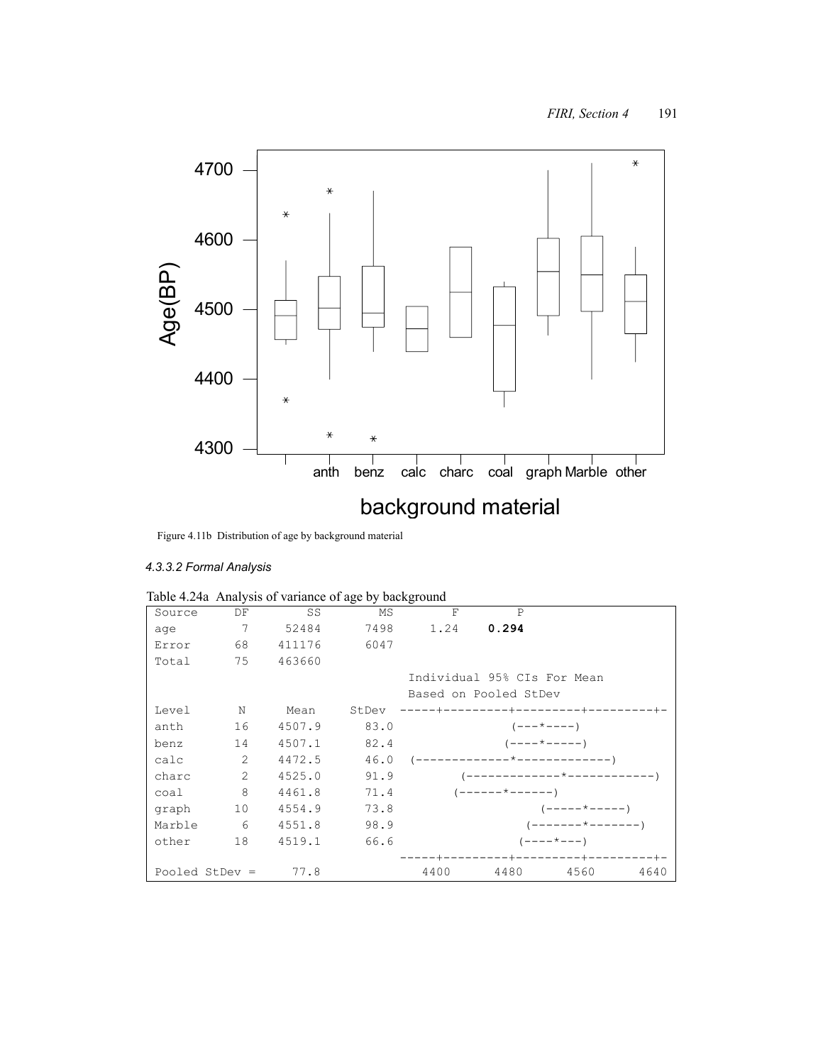Figure 4.11b Distribution of age by background material

#### *4.3.3.2 Formal Analysis*

Table 4.24a Analysis of variance of age by background

| Source | DF | SS | MS | F | P |
|---|---|---|---|---|---|
| age | 7 | 52484 | 7498 | 1.24 | **0.294** |
| Error | 68 | 411176 | 6047 | | |
| Total | 75 | 463660 | | | |

| Level | N | Mean | StDev | Individual 95% CIs For Mean Based on Pooled StDev |
|---|---|---|---|---|
| anth | 16 | 4507.9 | 83.0 | (---*----) |
| benz | 14 | 4507.1 | 82.4 | (----*-----) |
| calc | 2 | 4472.5 | 46.0 | (-------------*-------------) |
| charc | 2 | 4525.0 | 91.9 | (-------------*------------) |
| coal | 8 | 4461.8 | 71.4 | (------*------) |
| graph | 10 | 4554.9 | 73.8 | (-----*-----) |
| Marble | 6 | 4551.8 | 98.9 | (-------*-------) |
| other | 18 | 4519.1 | 66.6 | (----*---) |
| | | | | 4400 4480 4560 4640 |

Pooled StDev = 77.8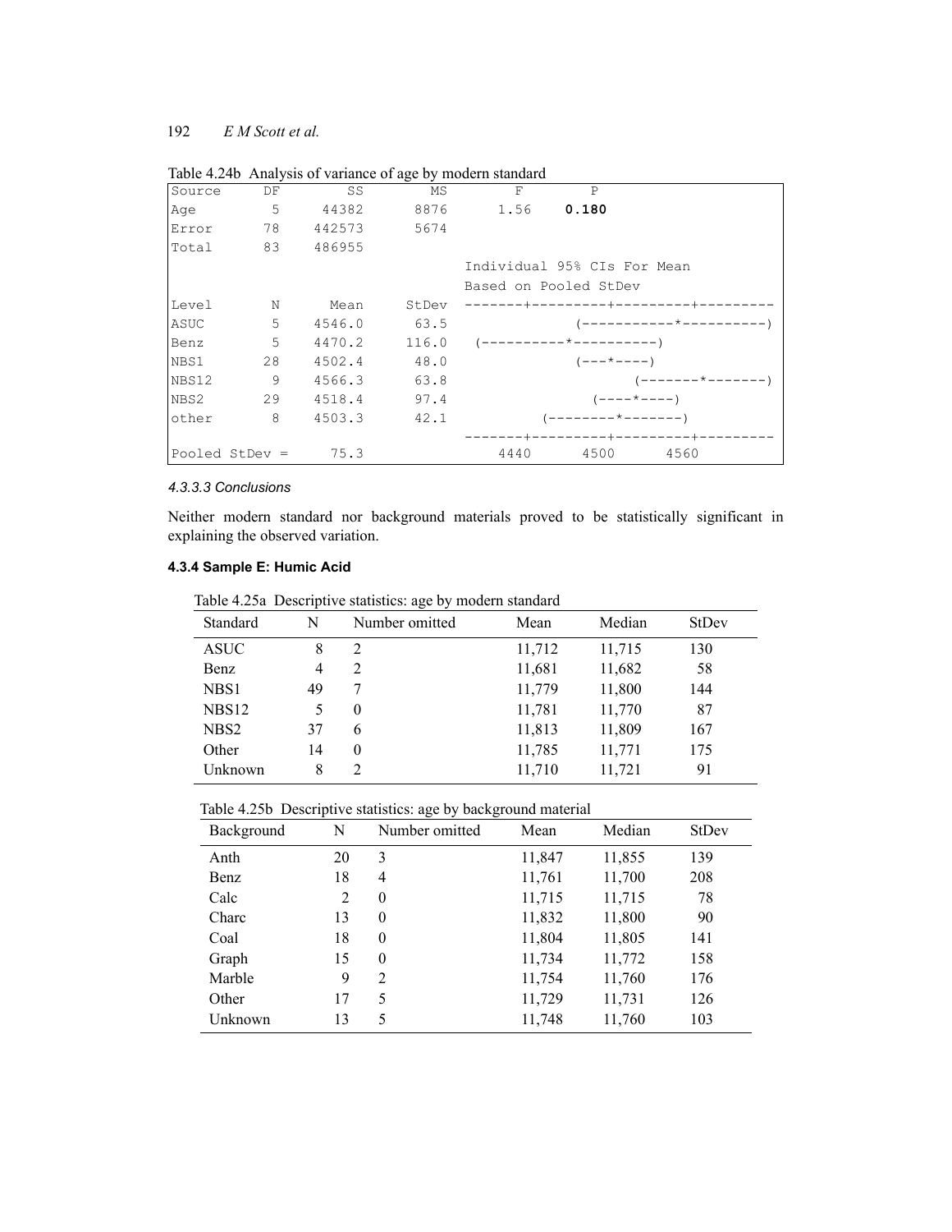Table 4.24b Analysis of variance of age by modern standard

```
Source      DF        SS         MS         F        P
Age          5     44382       8876      1.56    0.180
Error       78    442573       5674
Total       83    486955
                                      Individual 95% CIs For Mean
                                      Based on Pooled StDev
Level        N      Mean      StDev   -------+---------+---------+---------
ASUC         5    4546.0       63.5                (-----------*----------)
Benz         5    4470.2      116.0    (----------*----------)
NBS1        28    4502.4       48.0                (---*----)
NBS12        9    4566.3       63.8                       (-------*-------)
NBS2        29    4518.4       97.4                  (----*----)
other        8    4503.3       42.1              (--------*-------)
                                      -------+---------+---------+---------
Pooled StDev =      75.3                 4440       4500      4560
```

#### 4.3.3.3 Conclusions

Neither modern standard nor background materials proved to be statistically significant in explaining the observed variation.

### 4.3.4 Sample E: Humic Acid

Table 4.25a Descriptive statistics: age by modern standard

| Standard | N | Number omitted | Mean | Median | StDev |
|---|---|---|---|---|---|
| ASUC | 8 | 2 | 11,712 | 11,715 | 130 |
| Benz | 4 | 2 | 11,681 | 11,682 | 58 |
| NBS1 | 49 | 7 | 11,779 | 11,800 | 144 |
| NBS12 | 5 | 0 | 11,781 | 11,770 | 87 |
| NBS2 | 37 | 6 | 11,813 | 11,809 | 167 |
| Other | 14 | 0 | 11,785 | 11,771 | 175 |
| Unknown | 8 | 2 | 11,710 | 11,721 | 91 |

Table 4.25b Descriptive statistics: age by background material

| Background | N | Number omitted | Mean | Median | StDev |
|---|---|---|---|---|---|
| Anth | 20 | 3 | 11,847 | 11,855 | 139 |
| Benz | 18 | 4 | 11,761 | 11,700 | 208 |
| Calc | 2 | 0 | 11,715 | 11,715 | 78 |
| Charc | 13 | 0 | 11,832 | 11,800 | 90 |
| Coal | 18 | 0 | 11,804 | 11,805 | 141 |
| Graph | 15 | 0 | 11,734 | 11,772 | 158 |
| Marble | 9 | 2 | 11,754 | 11,760 | 176 |
| Other | 17 | 5 | 11,729 | 11,731 | 126 |
| Unknown | 13 | 5 | 11,748 | 11,760 | 103 |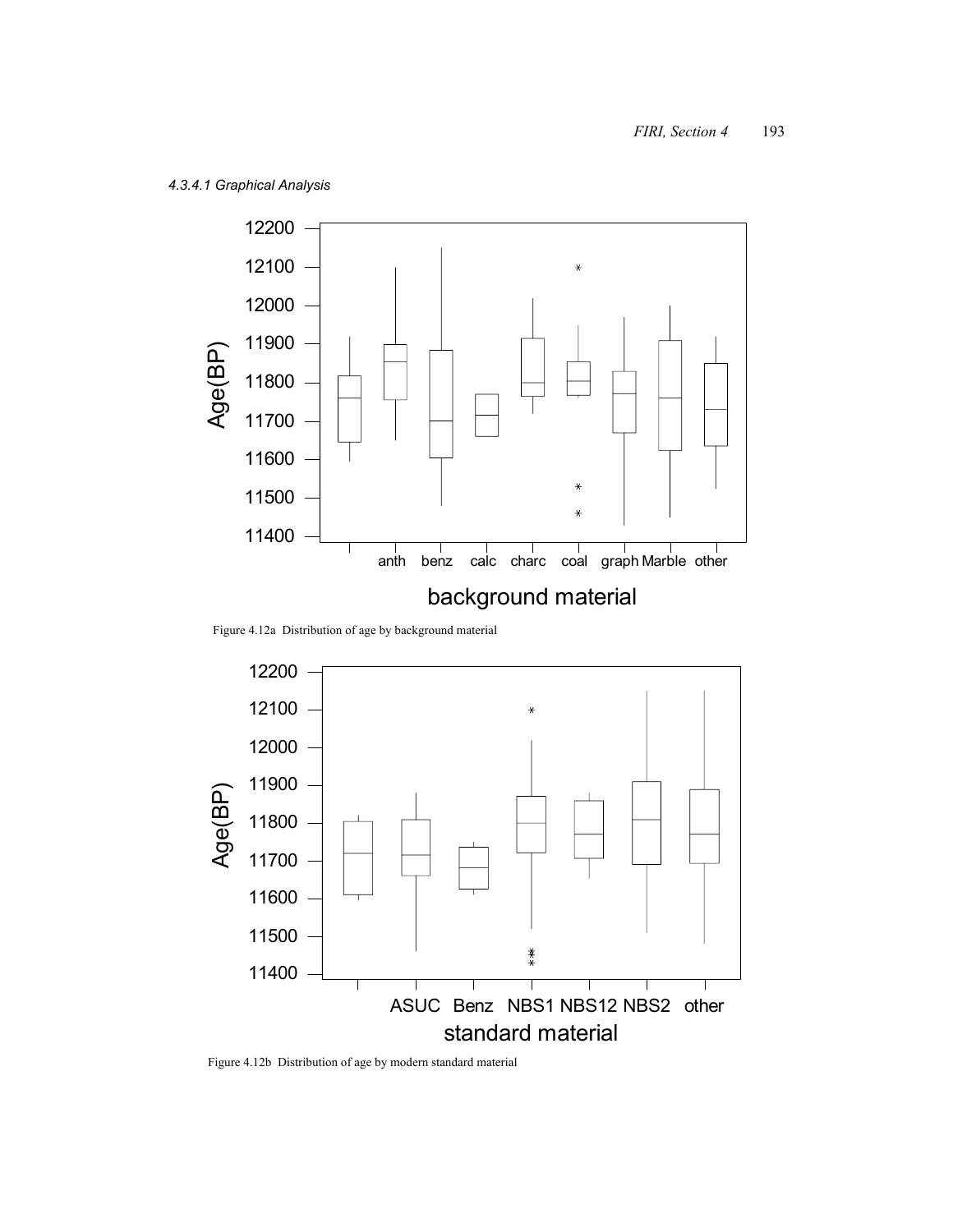#### *4.3.4.1 Graphical Analysis*

Figure 4.12a Distribution of age by background material

Figure 4.12b Distribution of age by modern standard material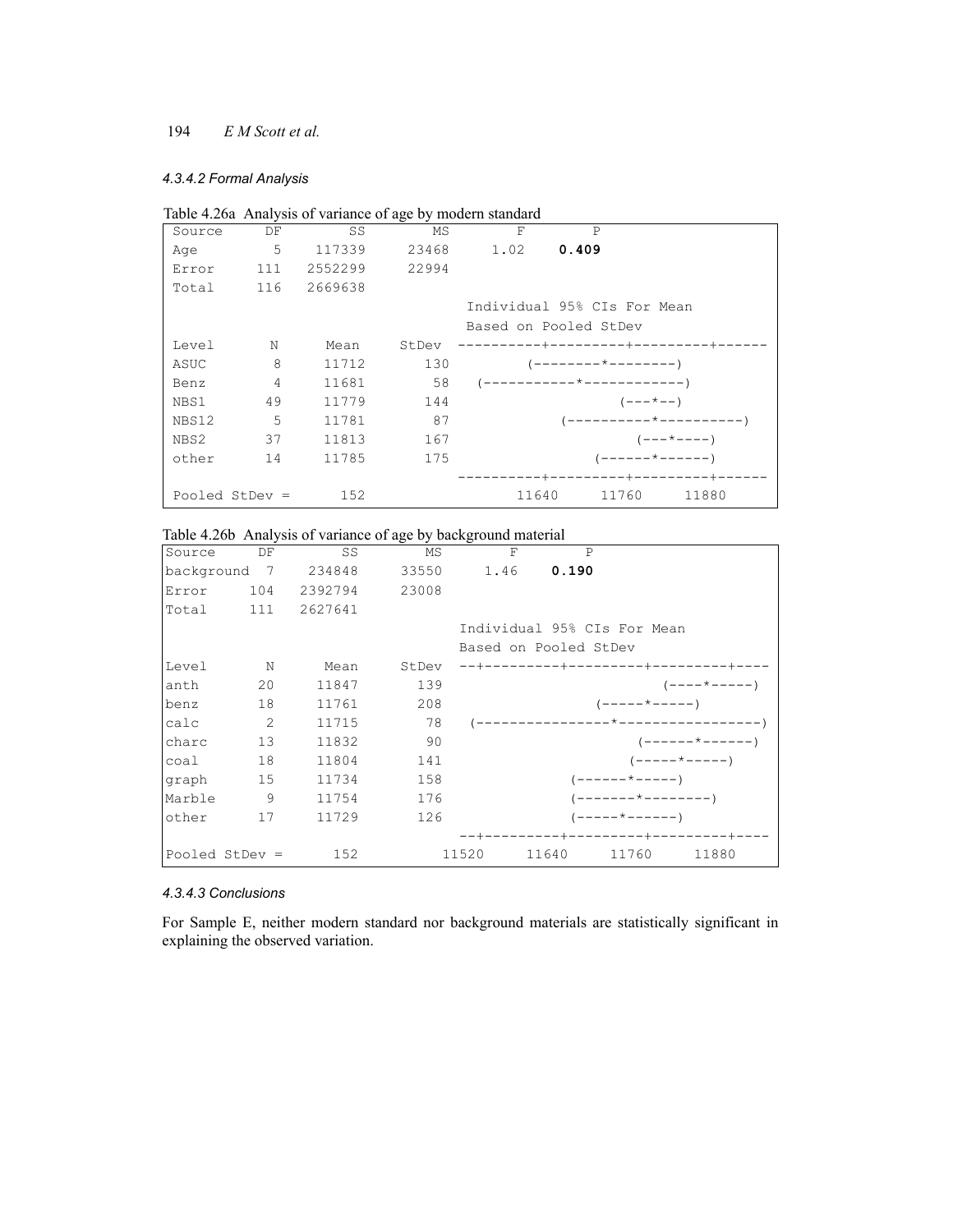#### 4.3.4.2 Formal Analysis

Table 4.26a Analysis of variance of age by modern standard

| Source | DF | SS | MS | F | P |
|---|---|---|---|---|---|
| Age | 5 | 117339 | 23468 | 1.02 | **0.409** |
| Error | 111 | 2552299 | 22994 | | |
| Total | 116 | 2669638 | | | |

```
                                Individual 95% CIs For Mean
                                Based on Pooled StDev
Level     N     Mean    StDev  ----------+---------+---------+------
ASUC      8    11712     130        (--------*--------)
Benz      4    11681      58   (-----------*------------)
NBS1     49    11779     144                  (---*--)
NBS12     5    11781      87          (----------*----------)
NBS2     37    11813     167                     (---*----)
other    14    11785     175                (------*------)
                               ----------+---------+---------+------
Pooled StDev =   152                  11640     11760     11880
```

Table 4.26b Analysis of variance of age by background material

| Source | DF | SS | MS | F | P |
|---|---|---|---|---|---|
| background | 7 | 234848 | 33550 | 1.46 | **0.190** |
| Error | 104 | 2392794 | 23008 | | |
| Total | 111 | 2627641 | | | |

```
                                Individual 95% CIs For Mean
                                Based on Pooled StDev
Level     N     Mean    StDev  --+---------+---------+---------+----
anth     20    11847     139                          (----*-----)
benz     18    11761     208                   (-----*-----)
calc      2    11715      78   (----------------*-----------------)
charc    13    11832      90                       (------*------)
coal     18    11804     141                      (-----*-----)
graph    15    11734     158                (------*-----)
Marble    9    11754     176                (-------*--------)
other    17    11729     126                (-----*------)
                               --+---------+---------+---------+----
Pooled StDev =   152         11520     11640     11760     11880
```

#### 4.3.4.3 Conclusions

For Sample E, neither modern standard nor background materials are statistically significant in explaining the observed variation.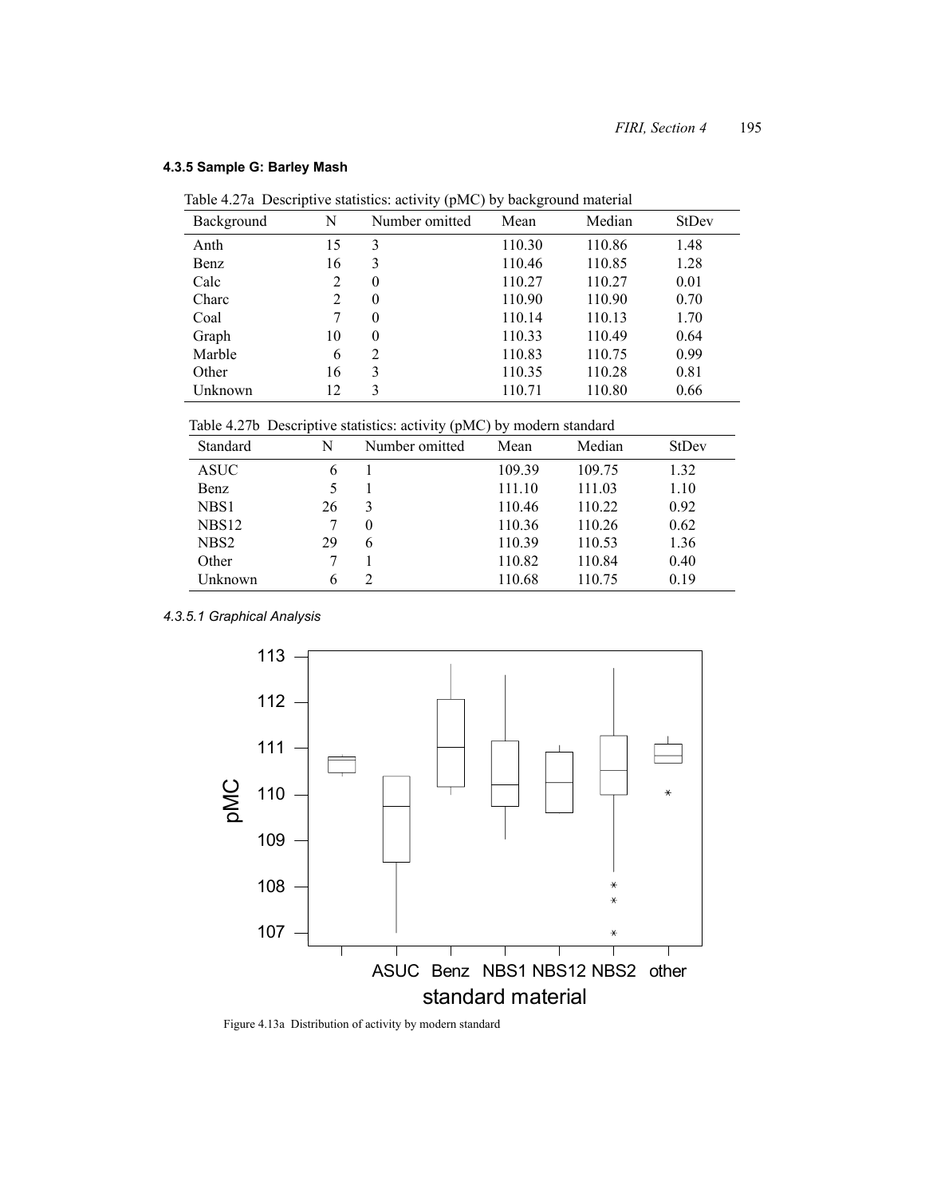### 4.3.5 Sample G: Barley Mash

Table 4.27a Descriptive statistics: activity (pMC) by background material

| Background | N | Number omitted | Mean | Median | StDev |
|---|---|---|---|---|---|
| Anth | 15 | 3 | 110.30 | 110.86 | 1.48 |
| Benz | 16 | 3 | 110.46 | 110.85 | 1.28 |
| Calc | 2 | 0 | 110.27 | 110.27 | 0.01 |
| Charc | 2 | 0 | 110.90 | 110.90 | 0.70 |
| Coal | 7 | 0 | 110.14 | 110.13 | 1.70 |
| Graph | 10 | 0 | 110.33 | 110.49 | 0.64 |
| Marble | 6 | 2 | 110.83 | 110.75 | 0.99 |
| Other | 16 | 3 | 110.35 | 110.28 | 0.81 |
| Unknown | 12 | 3 | 110.71 | 110.80 | 0.66 |

Table 4.27b Descriptive statistics: activity (pMC) by modern standard

| Standard | N | Number omitted | Mean | Median | StDev |
|---|---|---|---|---|---|
| ASUC | 6 | 1 | 109.39 | 109.75 | 1.32 |
| Benz | 5 | 1 | 111.10 | 111.03 | 1.10 |
| NBS1 | 26 | 3 | 110.46 | 110.22 | 0.92 |
| NBS12 | 7 | 0 | 110.36 | 110.26 | 0.62 |
| NBS2 | 29 | 6 | 110.39 | 110.53 | 1.36 |
| Other | 7 | 1 | 110.82 | 110.84 | 0.40 |
| Unknown | 6 | 2 | 110.68 | 110.75 | 0.19 |

#### 4.3.5.1 Graphical Analysis

Figure 4.13a Distribution of activity by modern standard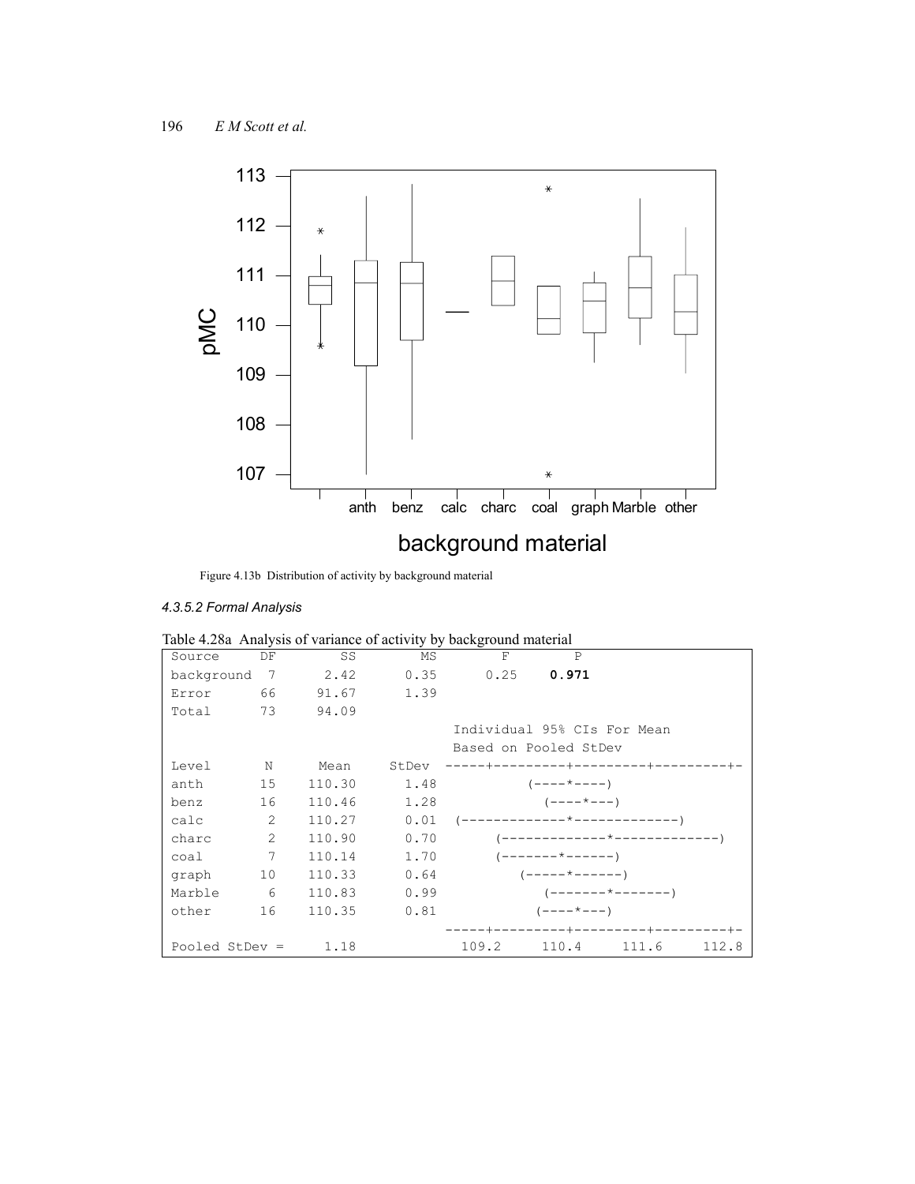Figure 4.13b Distribution of activity by background material

#### *4.3.5.2 Formal Analysis*

Table 4.28a Analysis of variance of activity by background material

| Source | DF | SS | MS | F | P |
|---|---|---|---|---|---|
| background | 7 | 2.42 | 0.35 | 0.25 | **0.971** |
| Error | 66 | 91.67 | 1.39 | | |
| Total | 73 | 94.09 | | | |

Individual 95% CIs For Mean Based on Pooled StDev

```
Level       N     Mean    StDev  -----+---------+---------+---------+-
anth       15   110.30     1.48          (----*----)
benz       16   110.46     1.28             (----*---)
calc        2   110.27     0.01  (-------------*-------------)
charc       2   110.90     0.70        (-------------*-------------)
coal        7   110.14     1.70        (-------*------)
graph      10   110.33     0.64            (-----*------)
Marble      6   110.83     0.99                (-------*-------)
other      16   110.35     0.81              (----*---)
                                 -----+---------+---------+---------+-
Pooled StDev =    1.18              109.2     110.4     111.6     112.8
```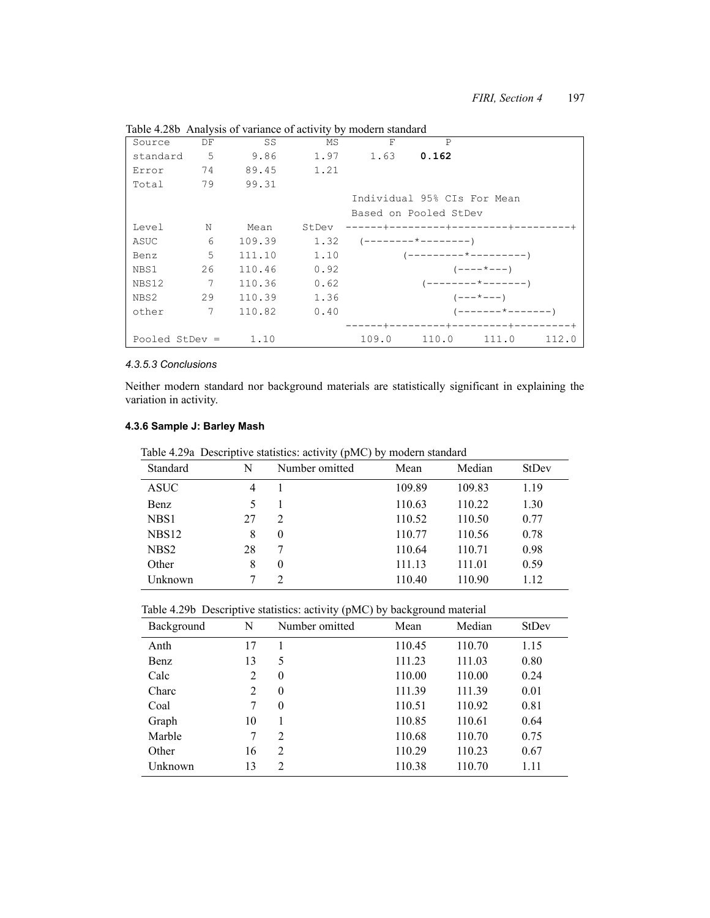Table 4.28b Analysis of variance of activity by modern standard

```
Source     DF       SS        MS       F       P
standard    5      9.86      1.97     1.63   0.162
Error      74     89.45      1.21
Total      79     99.31
                                   Individual 95% CIs For Mean
                                   Based on Pooled StDev
Level       N      Mean     StDev  ------+---------+---------+---------+
ASUC        6    109.39      1.32   (--------*--------)
Benz        5    111.10      1.10          (---------*---------)
NBS1       26    110.46      0.92                  (----*---)
NBS12       7    110.36      0.62             (--------*-------)
NBS2       29    110.39      1.36                  (---*---)
other       7    110.82      0.40                     (-------*-------)
                                   ------+---------+---------+---------+
Pooled StDev =     1.10             109.0     110.0     111.0     112.0
```

#### *4.3.5.3 Conclusions*

Neither modern standard nor background materials are statistically significant in explaining the variation in activity.

### 4.3.6 Sample J: Barley Mash

Table 4.29a Descriptive statistics: activity (pMC) by modern standard

| Standard | N | Number omitted | Mean | Median | StDev |
|---|---|---|---|---|---|
| ASUC | 4 | 1 | 109.89 | 109.83 | 1.19 |
| Benz | 5 | 1 | 110.63 | 110.22 | 1.30 |
| NBS1 | 27 | 2 | 110.52 | 110.50 | 0.77 |
| NBS12 | 8 | 0 | 110.77 | 110.56 | 0.78 |
| NBS2 | 28 | 7 | 110.64 | 110.71 | 0.98 |
| Other | 8 | 0 | 111.13 | 111.01 | 0.59 |
| Unknown | 7 | 2 | 110.40 | 110.90 | 1.12 |

Table 4.29b Descriptive statistics: activity (pMC) by background material

| Background | N | Number omitted | Mean | Median | StDev |
|---|---|---|---|---|---|
| Anth | 17 | 1 | 110.45 | 110.70 | 1.15 |
| Benz | 13 | 5 | 111.23 | 111.03 | 0.80 |
| Calc | 2 | 0 | 110.00 | 110.00 | 0.24 |
| Charc | 2 | 0 | 111.39 | 111.39 | 0.01 |
| Coal | 7 | 0 | 110.51 | 110.92 | 0.81 |
| Graph | 10 | 1 | 110.85 | 110.61 | 0.64 |
| Marble | 7 | 2 | 110.68 | 110.70 | 0.75 |
| Other | 16 | 2 | 110.29 | 110.23 | 0.67 |
| Unknown | 13 | 2 | 110.38 | 110.70 | 1.11 |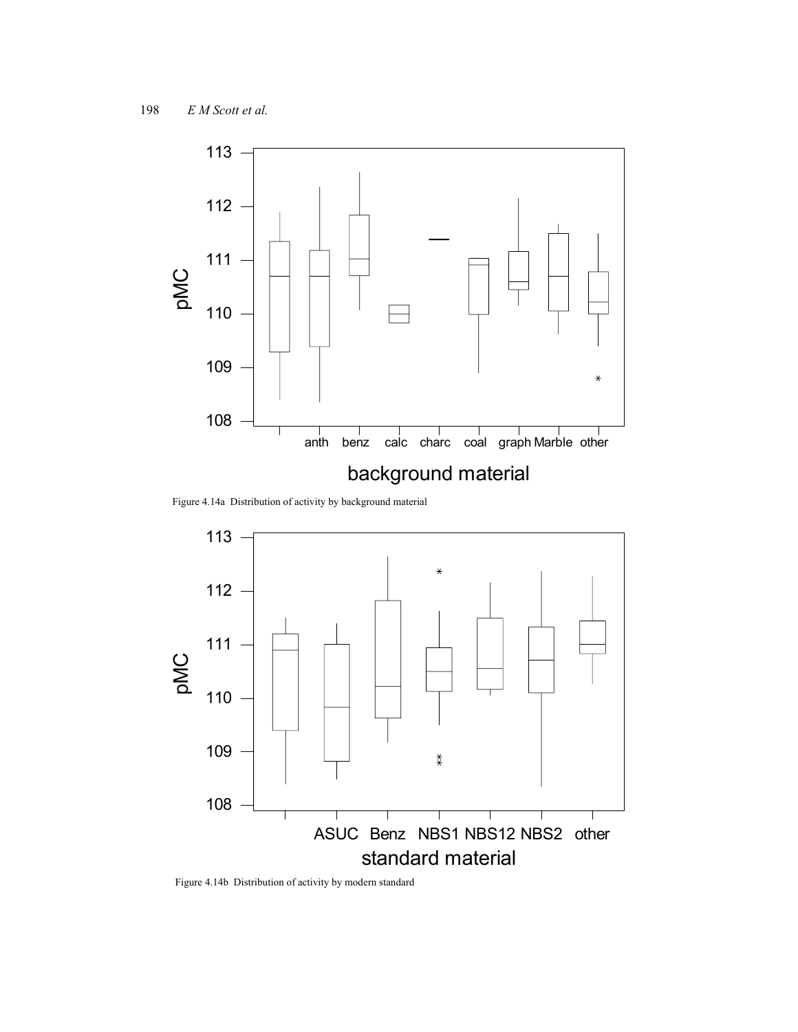Figure 4.14a Distribution of activity by background material

Figure 4.14b Distribution of activity by modern standard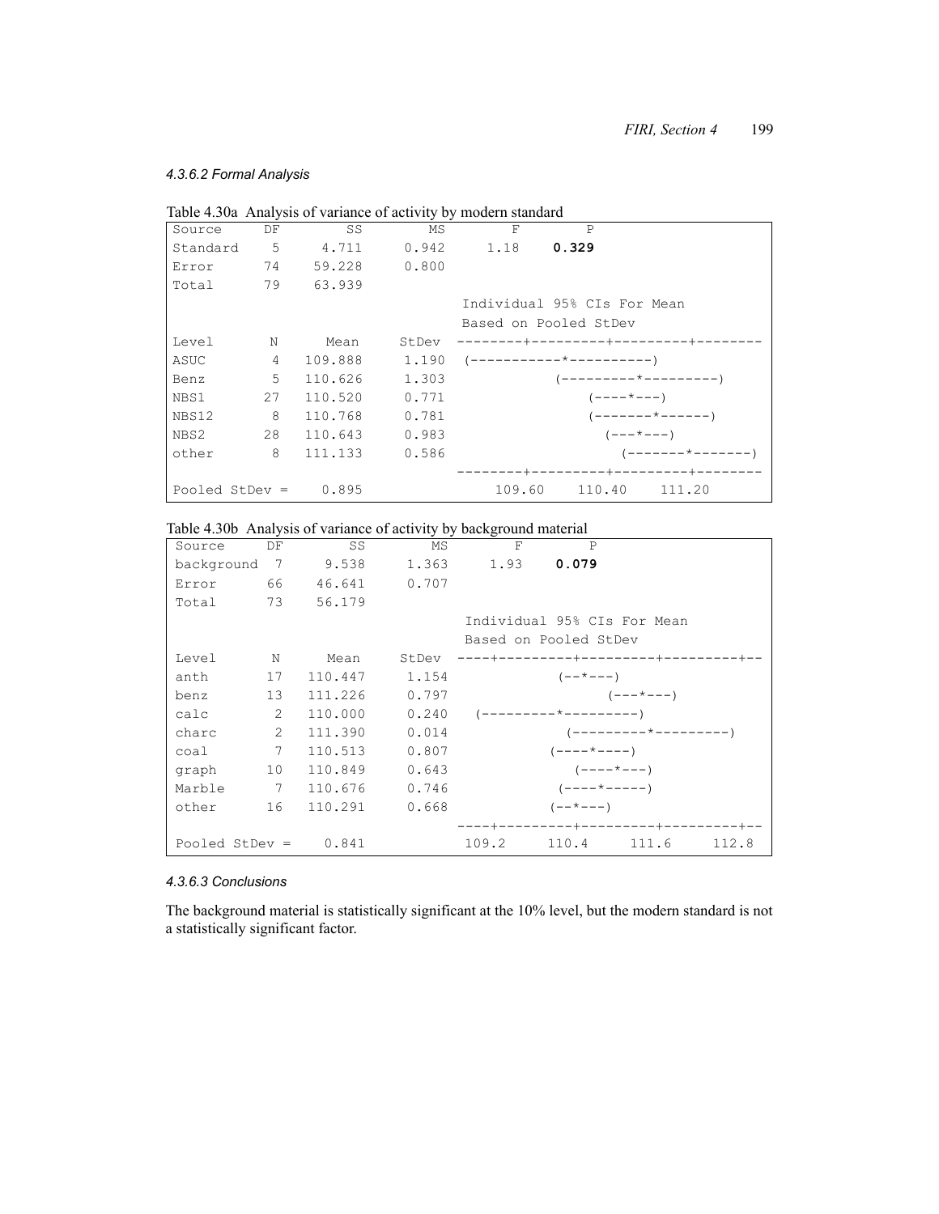#### *4.3.6.2 Formal Analysis*

Table 4.30a Analysis of variance of activity by modern standard

```
Source      DF       SS       MS       F       P
Standard     5    4.711    0.942    1.18   0.329
Error       74   59.228    0.800
Total       79   63.939
                                  Individual 95% CIs For Mean
                                  Based on Pooled StDev
Level        N     Mean    StDev  --------+---------+---------+--------
ASUC         4  109.888    1.190  (-----------*----------)
Benz         5  110.626    1.303            (---------*---------)
NBS1        27  110.520    0.771                (----*---)
NBS12        8  110.768    0.781                (-------*------)
NBS2        28  110.643    0.983                  (---*---)
other        8  111.133    0.586                      (-------*-------)
                                  --------+---------+---------+--------
Pooled StDev =    0.895              109.60    110.40    111.20
```

Table 4.30b Analysis of variance of activity by background material

```
Source      DF       SS       MS       F       P
background   7    9.538    1.363    1.93   0.079
Error       66   46.641    0.707
Total       73   56.179
                                  Individual 95% CIs For Mean
                                  Based on Pooled StDev
Level        N     Mean    StDev  ----+---------+---------+---------+--
anth        17  110.447    1.154            (--*---)
benz        13  111.226    0.797                   (---*---)
calc         2  110.000    0.240   (---------*---------)
charc        2  111.390    0.014              (---------*---------)
coal         7  110.513    0.807           (----*----)
graph       10  110.849    0.643              (----*---)
Marble       7  110.676    0.746            (----*-----)
other       16  110.291    0.668           (--*---)
                                  ----+---------+---------+---------+--
Pooled StDev =    0.841          109.2     110.4     111.6     112.8
```

#### *4.3.6.3 Conclusions*

The background material is statistically significant at the 10% level, but the modern standard is not a statistically significant factor.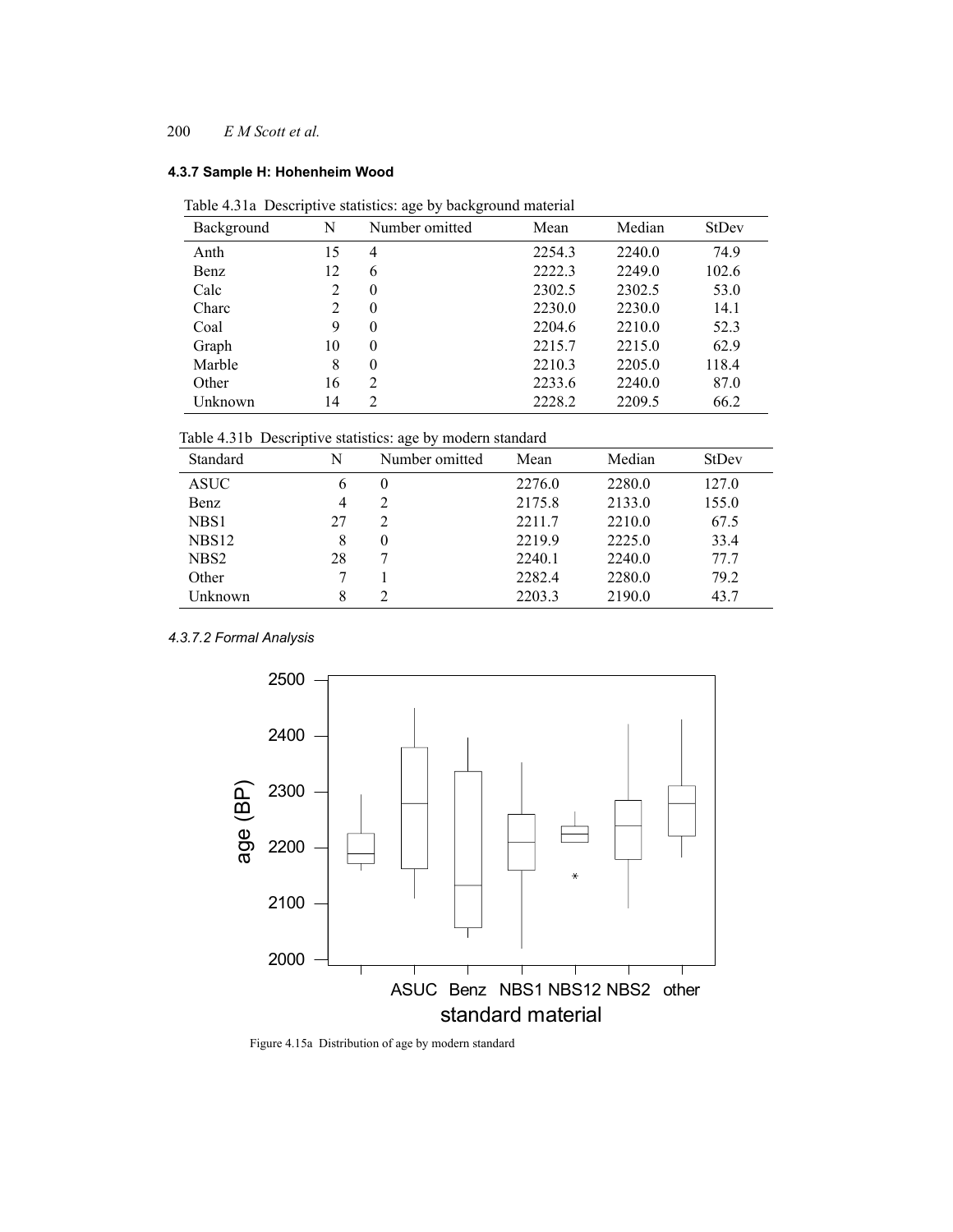### 4.3.7 Sample H: Hohenheim Wood

Table 4.31a Descriptive statistics: age by background material

| Background | N | Number omitted | Mean | Median | StDev |
|---|---|---|---|---|---|
| Anth | 15 | 4 | 2254.3 | 2240.0 | 74.9 |
| Benz | 12 | 6 | 2222.3 | 2249.0 | 102.6 |
| Calc | 2 | 0 | 2302.5 | 2302.5 | 53.0 |
| Charc | 2 | 0 | 2230.0 | 2230.0 | 14.1 |
| Coal | 9 | 0 | 2204.6 | 2210.0 | 52.3 |
| Graph | 10 | 0 | 2215.7 | 2215.0 | 62.9 |
| Marble | 8 | 0 | 2210.3 | 2205.0 | 118.4 |
| Other | 16 | 2 | 2233.6 | 2240.0 | 87.0 |
| Unknown | 14 | 2 | 2228.2 | 2209.5 | 66.2 |

Table 4.31b Descriptive statistics: age by modern standard

| Standard | N | Number omitted | Mean | Median | StDev |
|---|---|---|---|---|---|
| ASUC | 6 | 0 | 2276.0 | 2280.0 | 127.0 |
| Benz | 4 | 2 | 2175.8 | 2133.0 | 155.0 |
| NBS1 | 27 | 2 | 2211.7 | 2210.0 | 67.5 |
| NBS12 | 8 | 0 | 2219.9 | 2225.0 | 33.4 |
| NBS2 | 28 | 7 | 2240.1 | 2240.0 | 77.7 |
| Other | 7 | 1 | 2282.4 | 2280.0 | 79.2 |
| Unknown | 8 | 2 | 2203.3 | 2190.0 | 43.7 |

*4.3.7.2 Formal Analysis*

Figure 4.15a Distribution of age by modern standard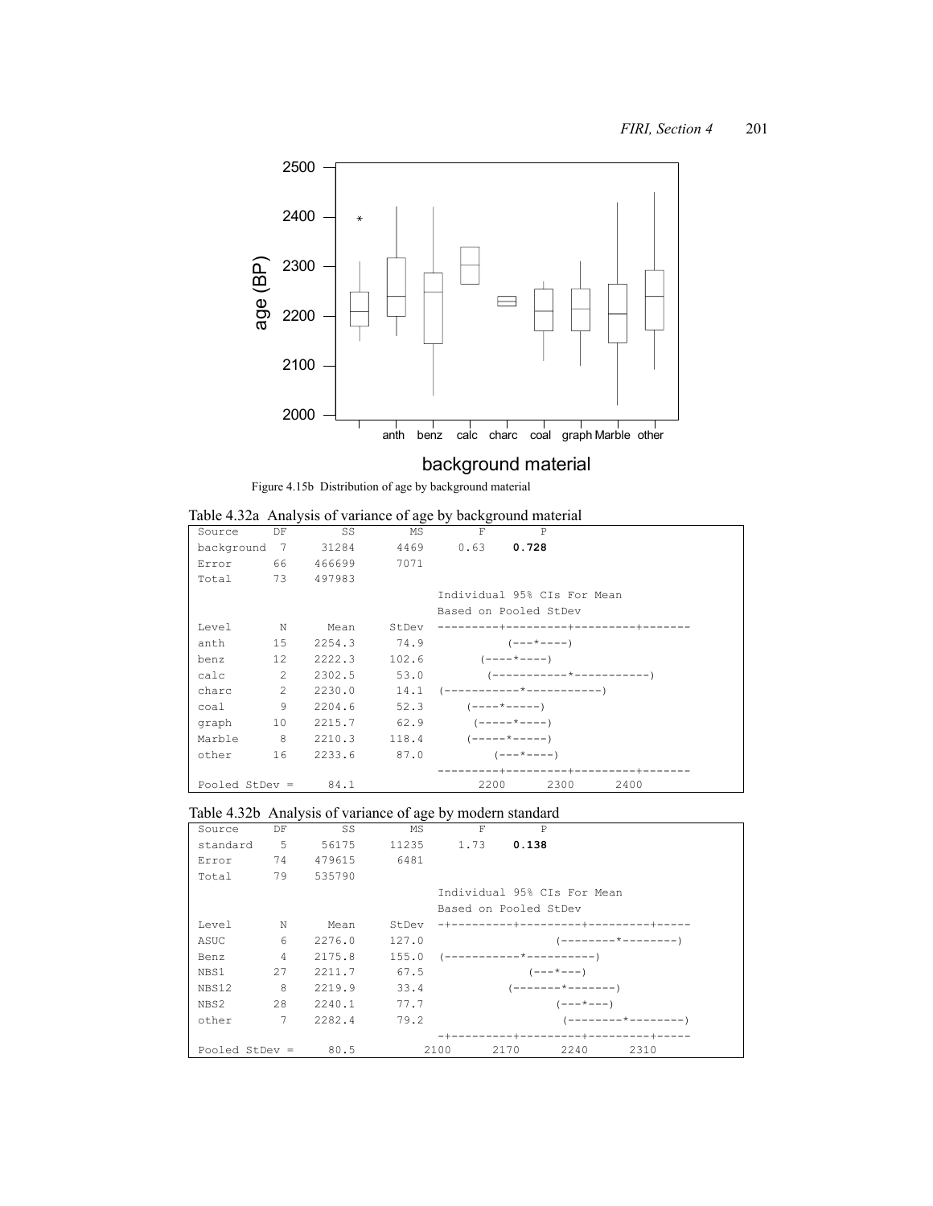Figure 4.15b Distribution of age by background material

Table 4.32a Analysis of variance of age by background material

| Source | DF | SS | MS | F | P |
|---|---|---|---|---|---|
| background | 7 | 31284 | 4469 | 0.63 | **0.728** |
| Error | 66 | 466699 | 7071 | | |
| Total | 73 | 497983 | | | |

Individual 95% CIs For Mean Based on Pooled StDev

```
Level        N     Mean    StDev  ---------+---------+---------+-------
anth        15   2254.3    74.9            (---*----)
benz        12   2222.3   102.6       (----*----)
calc         2   2302.5    53.0        (-----------*-----------)
charc        2   2230.0    14.1   (-----------*-----------)
coal         9   2204.6    52.3      (----*-----)
graph       10   2215.7    62.9       (-----*----)
Marble       8   2210.3   118.4      (-----*-----)
other       16   2233.6    87.0           (---*----)
                                  ---------+---------+---------+-------
Pooled StDev =    84.1                   2200      2300      2400
```

Table 4.32b Analysis of variance of age by modern standard

| Source | DF | SS | MS | F | P |
|---|---|---|---|---|---|
| standard | 5 | 56175 | 11235 | 1.73 | **0.138** |
| Error | 74 | 479615 | 6481 | | |
| Total | 79 | 535790 | | | |

Individual 95% CIs For Mean Based on Pooled StDev

```
Level        N     Mean    StDev  -+---------+---------+---------+-----
ASUC         6   2276.0   127.0                (---------*--------)
Benz         4   2175.8   155.0   (-----------*----------)
NBS1        27   2211.7    67.5              (---*---)
NBS12        8   2219.9    33.4          (-------*-------)
NBS2        28   2240.1    77.7                (---*---)
other        7   2282.4    79.2                 (---------*--------)
                                  -+---------+---------+---------+-----
Pooled StDev =    80.5           2100      2170      2240      2310
```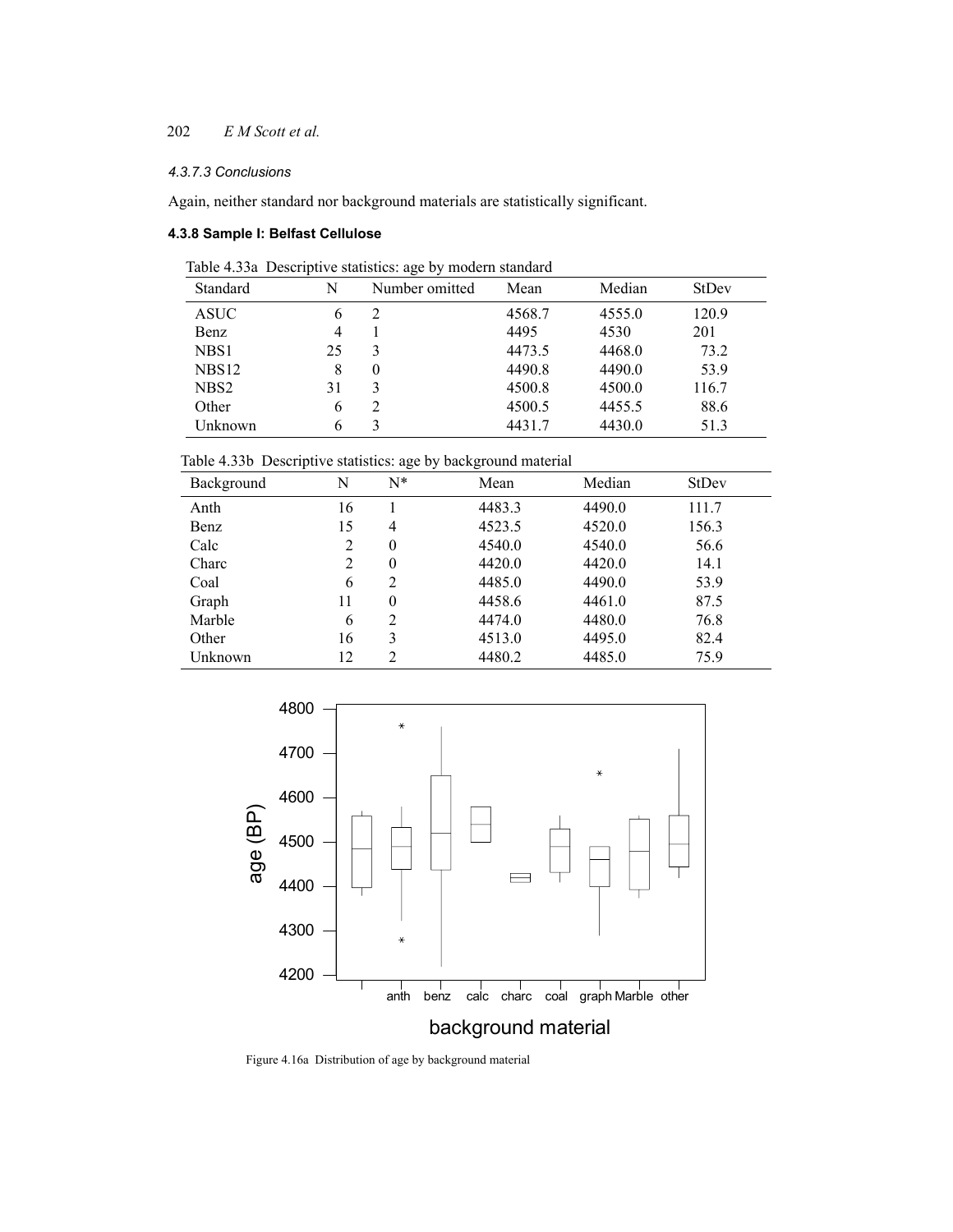#### 4.3.7.3 Conclusions

Again, neither standard nor background materials are statistically significant.

### 4.3.8 Sample I: Belfast Cellulose

Table 4.33a Descriptive statistics: age by modern standard

| Standard | N | Number omitted | Mean | Median | StDev |
|---|---|---|---|---|---|
| ASUC | 6 | 2 | 4568.7 | 4555.0 | 120.9 |
| Benz | 4 | 1 | 4495 | 4530 | 201 |
| NBS1 | 25 | 3 | 4473.5 | 4468.0 | 73.2 |
| NBS12 | 8 | 0 | 4490.8 | 4490.0 | 53.9 |
| NBS2 | 31 | 3 | 4500.8 | 4500.0 | 116.7 |
| Other | 6 | 2 | 4500.5 | 4455.5 | 88.6 |
| Unknown | 6 | 3 | 4431.7 | 4430.0 | 51.3 |

Table 4.33b Descriptive statistics: age by background material

| Background | N | N* | Mean | Median | StDev |
|---|---|---|---|---|---|
| Anth | 16 | 1 | 4483.3 | 4490.0 | 111.7 |
| Benz | 15 | 4 | 4523.5 | 4520.0 | 156.3 |
| Calc | 2 | 0 | 4540.0 | 4540.0 | 56.6 |
| Charc | 2 | 0 | 4420.0 | 4420.0 | 14.1 |
| Coal | 6 | 2 | 4485.0 | 4490.0 | 53.9 |
| Graph | 11 | 0 | 4458.6 | 4461.0 | 87.5 |
| Marble | 6 | 2 | 4474.0 | 4480.0 | 76.8 |
| Other | 16 | 3 | 4513.0 | 4495.0 | 82.4 |
| Unknown | 12 | 2 | 4480.2 | 4485.0 | 75.9 |

Figure 4.16a Distribution of age by background material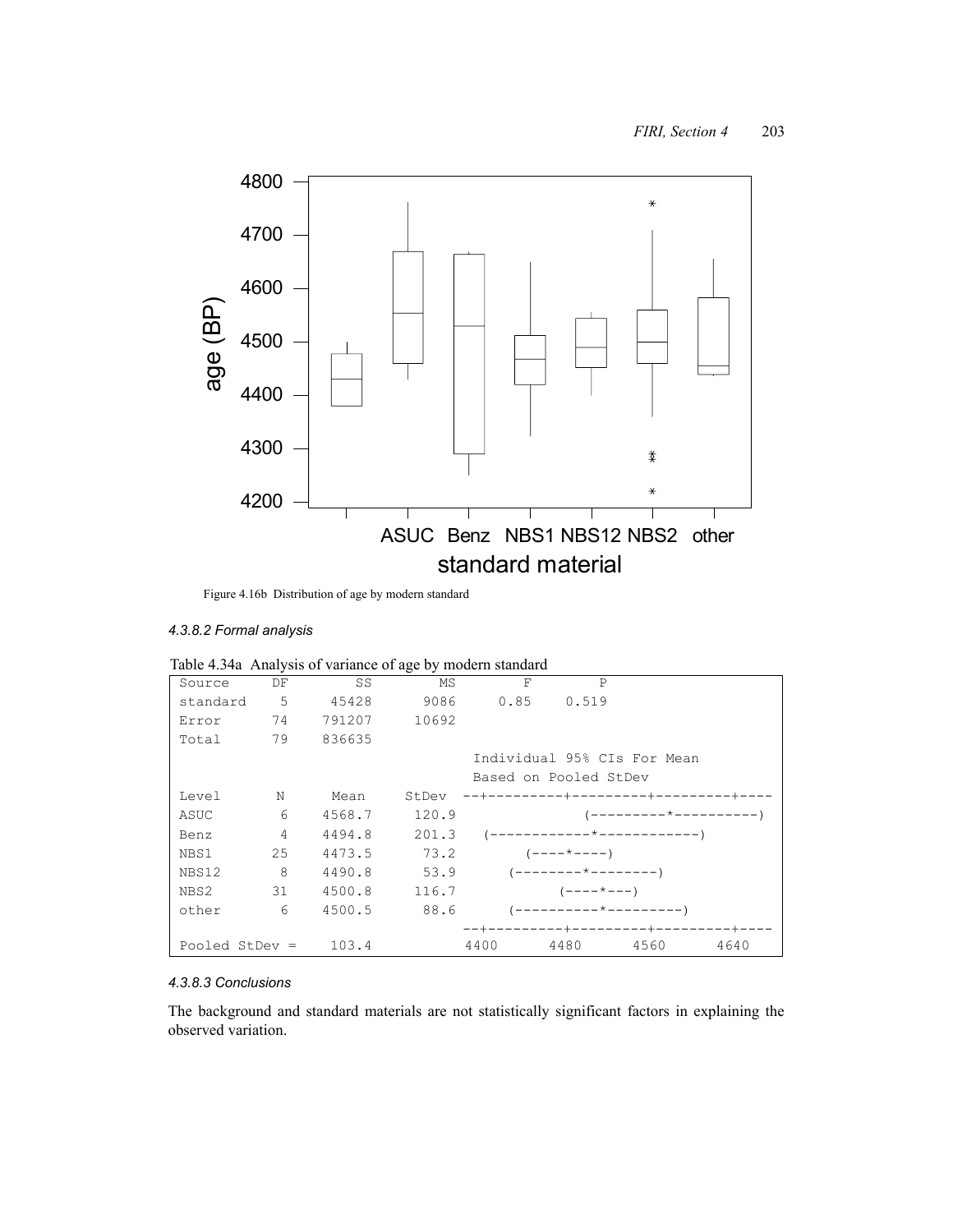Figure 4.16b Distribution of age by modern standard

#### *4.3.8.2 Formal analysis*

Table 4.34a Analysis of variance of age by modern standard

```
Source      DF        SS        MS        F        P
standard     5     45428      9086     0.85    0.519
Error       74    791207     10692
Total       79    836635
                                    Individual 95% CIs For Mean
                                    Based on Pooled StDev
Level        N      Mean     StDev  --+---------+---------+---------+----
ASUC         6    4568.7     120.9                 (---------*----------)
Benz         4    4494.8     201.3    (------------*------------)
NBS1        25    4473.5      73.2         (----*----)
NBS12        8    4490.8      53.9       (--------*--------)
NBS2        31    4500.8     116.7             (----*---)
other        6    4500.5      88.6       (----------*---------)
                                    --+---------+---------+---------+----
Pooled StDev =    103.4             4400      4480      4560      4640
```

#### *4.3.8.3 Conclusions*

The background and standard materials are not statistically significant factors in explaining the observed variation.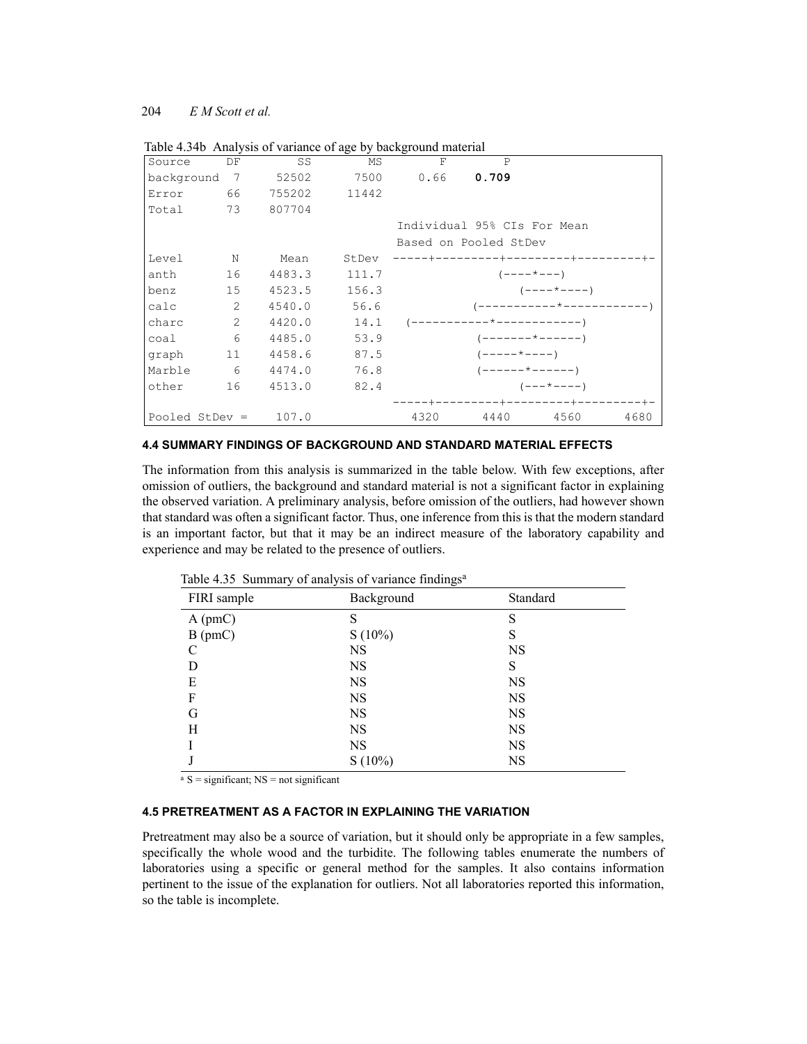Table 4.34b Analysis of variance of age by background material

```
Source      DF       SS        MS        F        P
background   7     52502      7500     0.66    0.709
Error       66    755202     11442
Total       73    807704
                                    Individual 95% CIs For Mean
                                    Based on Pooled StDev
Level        N     Mean     StDev  -----+---------+---------+---------+-
anth        16   4483.3     111.7              (----*---)
benz        15   4523.5     156.3                  (----*----)
calc         2   4540.0      56.6           (-----------*------------)
charc        2   4420.0      14.1   (-----------*------------)
coal         6   4485.0      53.9           (-------*------)
graph       11   4458.6      87.5           (-----*----)
Marble       6   4474.0      76.8           (------*------)
other       16   4513.0      82.4                  (---*----)
                                   -----+---------+---------+---------+-
Pooled StDev =   107.0              4320      4440      4560      4680
```

#### 4.4 SUMMARY FINDINGS OF BACKGROUND AND STANDARD MATERIAL EFFECTS

The information from this analysis is summarized in the table below. With few exceptions, after omission of outliers, the background and standard material is not a significant factor in explaining the observed variation. A preliminary analysis, before omission of the outliers, had however shown that standard was often a significant factor. Thus, one inference from this is that the modern standard is an important factor, but that it may be an indirect measure of the laboratory capability and experience and may be related to the presence of outliers.

Table 4.35 Summary of analysis of variance findings[a]

| FIRI sample | Background | Standard |
|---|---|---|
| A (pmC) | S | S |
| B (pmC) | S (10%) | S |
| C | NS | NS |
| D | NS | S |
| E | NS | NS |
| F | NS | NS |
| G | NS | NS |
| H | NS | NS |
| I | NS | NS |
| J | S (10%) | NS |

[a] S = significant; NS = not significant

#### 4.5 PRETREATMENT AS A FACTOR IN EXPLAINING THE VARIATION

Pretreatment may also be a source of variation, but it should only be appropriate in a few samples, specifically the whole wood and the turbidite. The following tables enumerate the numbers of laboratories using a specific or general method for the samples. It also contains information pertinent to the issue of the explanation for outliers. Not all laboratories reported this information, so the table is incomplete.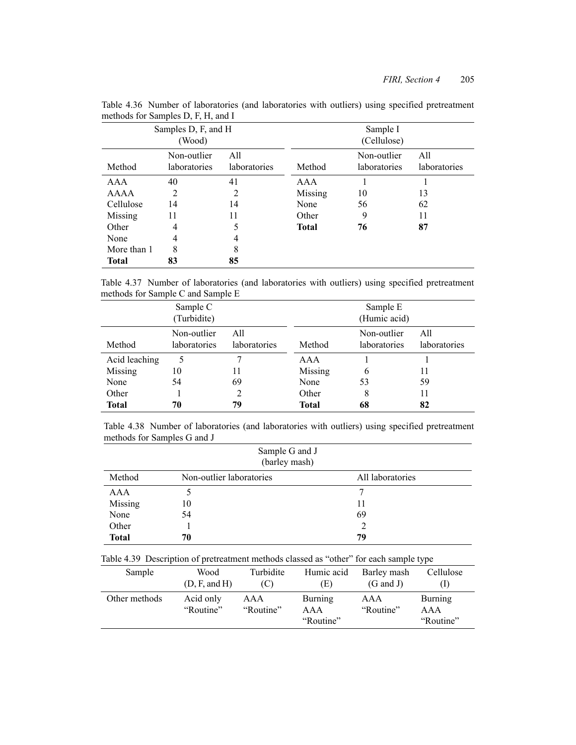Table 4.36 Number of laboratories (and laboratories with outliers) using specified pretreatment methods for Samples D, F, H, and I

| Samples D, F, and H (Wood) | | | Sample I (Cellulose) | | |
|---|---|---|---|---|---|
| Method | Non-outlier laboratories | All laboratories | Method | Non-outlier laboratories | All laboratories |
| AAA | 40 | 41 | AAA | 1 | 1 |
| AAAA | 2 | 2 | Missing | 10 | 13 |
| Cellulose | 14 | 14 | None | 56 | 62 |
| Missing | 11 | 11 | Other | 9 | 11 |
| Other | 4 | 5 | **Total** | **76** | **87** |
| None | 4 | 4 | | | |
| More than 1 | 8 | 8 | | | |
| **Total** | **83** | **85** | | | |

Table 4.37 Number of laboratories (and laboratories with outliers) using specified pretreatment methods for Sample C and Sample E

| Sample C (Turbidite) | | | Sample E (Humic acid) | | |
|---|---|---|---|---|---|
| Method | Non-outlier laboratories | All laboratories | Method | Non-outlier laboratories | All laboratories |
| Acid leaching | 5 | 7 | AAA | 1 | 1 |
| Missing | 10 | 11 | Missing | 6 | 11 |
| None | 54 | 69 | None | 53 | 59 |
| Other | 1 | 2 | Other | 8 | 11 |
| **Total** | **70** | **79** | **Total** | **68** | **82** |

Table 4.38 Number of laboratories (and laboratories with outliers) using specified pretreatment methods for Samples G and J

| Sample G and J (barley mash) | | |
|---|---|---|
| Method | Non-outlier laboratories | All laboratories |
| AAA | 5 | 7 |
| Missing | 10 | 11 |
| None | 54 | 69 |
| Other | 1 | 2 |
| **Total** | **70** | **79** |

Table 4.39 Description of pretreatment methods classed as "other" for each sample type

| Sample | Wood (D, F, and H) | Turbidite (C) | Humic acid (E) | Barley mash (G and J) | Cellulose (I) |
|---|---|---|---|---|---|
| Other methods | Acid only "Routine" | AAA "Routine" | Burning AAA "Routine" | AAA "Routine" | Burning AAA "Routine" |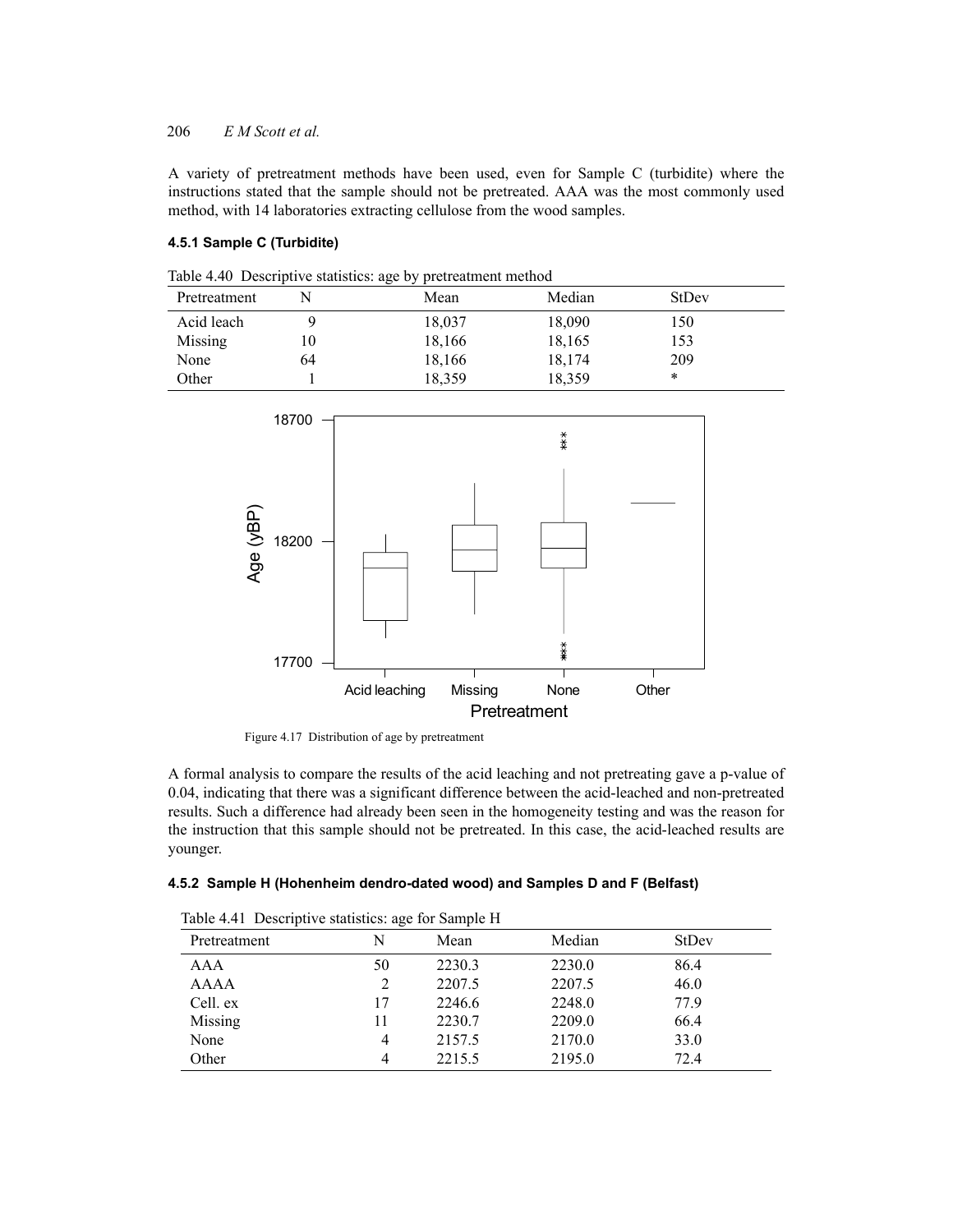A variety of pretreatment methods have been used, even for Sample C (turbidite) where the instructions stated that the sample should not be pretreated. AAA was the most commonly used method, with 14 laboratories extracting cellulose from the wood samples.

#### 4.5.1 Sample C (Turbidite)

Table 4.40 Descriptive statistics: age by pretreatment method

| Pretreatment | N | Mean | Median | StDev |
|---|---|---|---|---|
| Acid leach | 9 | 18,037 | 18,090 | 150 |
| Missing | 10 | 18,166 | 18,165 | 153 |
| None | 64 | 18,166 | 18,174 | 209 |
| Other | 1 | 18,359 | 18,359 | * |

Figure 4.17 Distribution of age by pretreatment

A formal analysis to compare the results of the acid leaching and not pretreating gave a p-value of 0.04, indicating that there was a significant difference between the acid-leached and non-pretreated results. Such a difference had already been seen in the homogeneity testing and was the reason for the instruction that this sample should not be pretreated. In this case, the acid-leached results are younger.

#### 4.5.2 Sample H (Hohenheim dendro-dated wood) and Samples D and F (Belfast)

Table 4.41 Descriptive statistics: age for Sample H

| Pretreatment | N | Mean | Median | StDev |
|---|---|---|---|---|
| AAA | 50 | 2230.3 | 2230.0 | 86.4 |
| AAAA | 2 | 2207.5 | 2207.5 | 46.0 |
| Cell. ex | 17 | 2246.6 | 2248.0 | 77.9 |
| Missing | 11 | 2230.7 | 2209.0 | 66.4 |
| None | 4 | 2157.5 | 2170.0 | 33.0 |
| Other | 4 | 2215.5 | 2195.0 | 72.4 |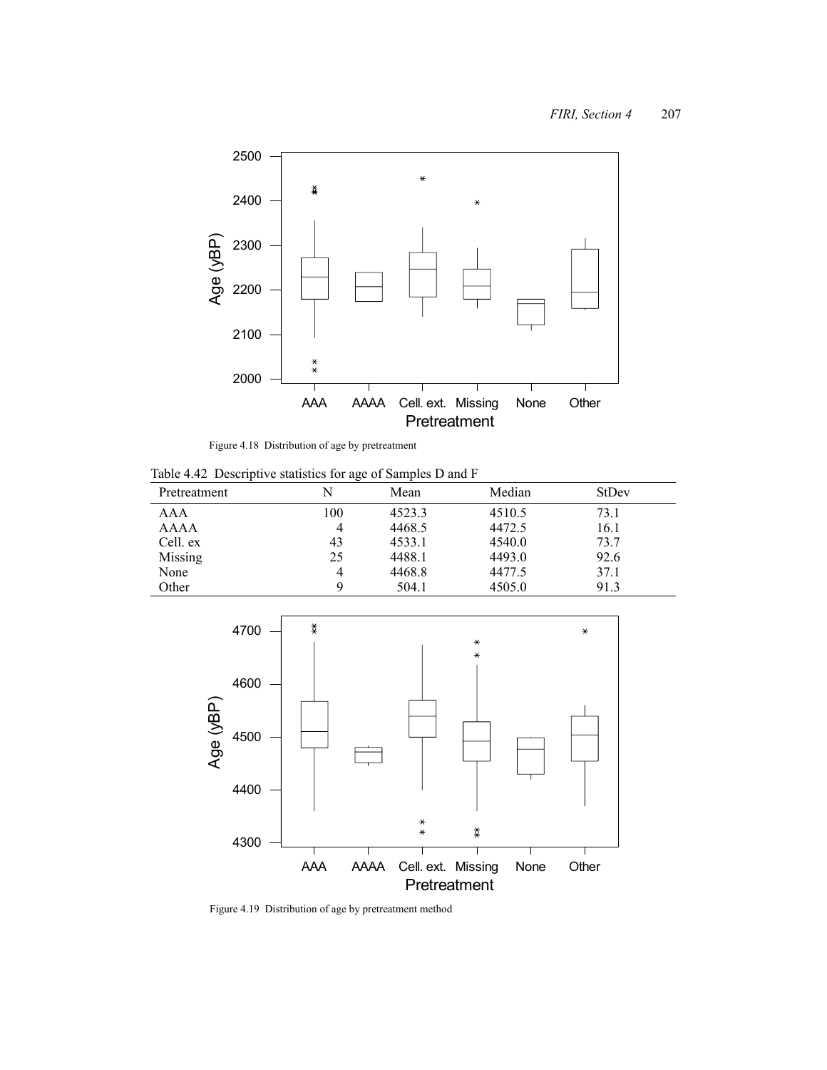Figure 4.18 Distribution of age by pretreatment

Table 4.42 Descriptive statistics for age of Samples D and F

| Pretreatment | N | Mean | Median | StDev |
|---|---|---|---|---|
| AAA | 100 | 4523.3 | 4510.5 | 73.1 |
| AAAA | 4 | 4468.5 | 4472.5 | 16.1 |
| Cell. ex | 43 | 4533.1 | 4540.0 | 73.7 |
| Missing | 25 | 4488.1 | 4493.0 | 92.6 |
| None | 4 | 4468.8 | 4477.5 | 37.1 |
| Other | 9 | 504.1 | 4505.0 | 91.3 |

Figure 4.19 Distribution of age by pretreatment method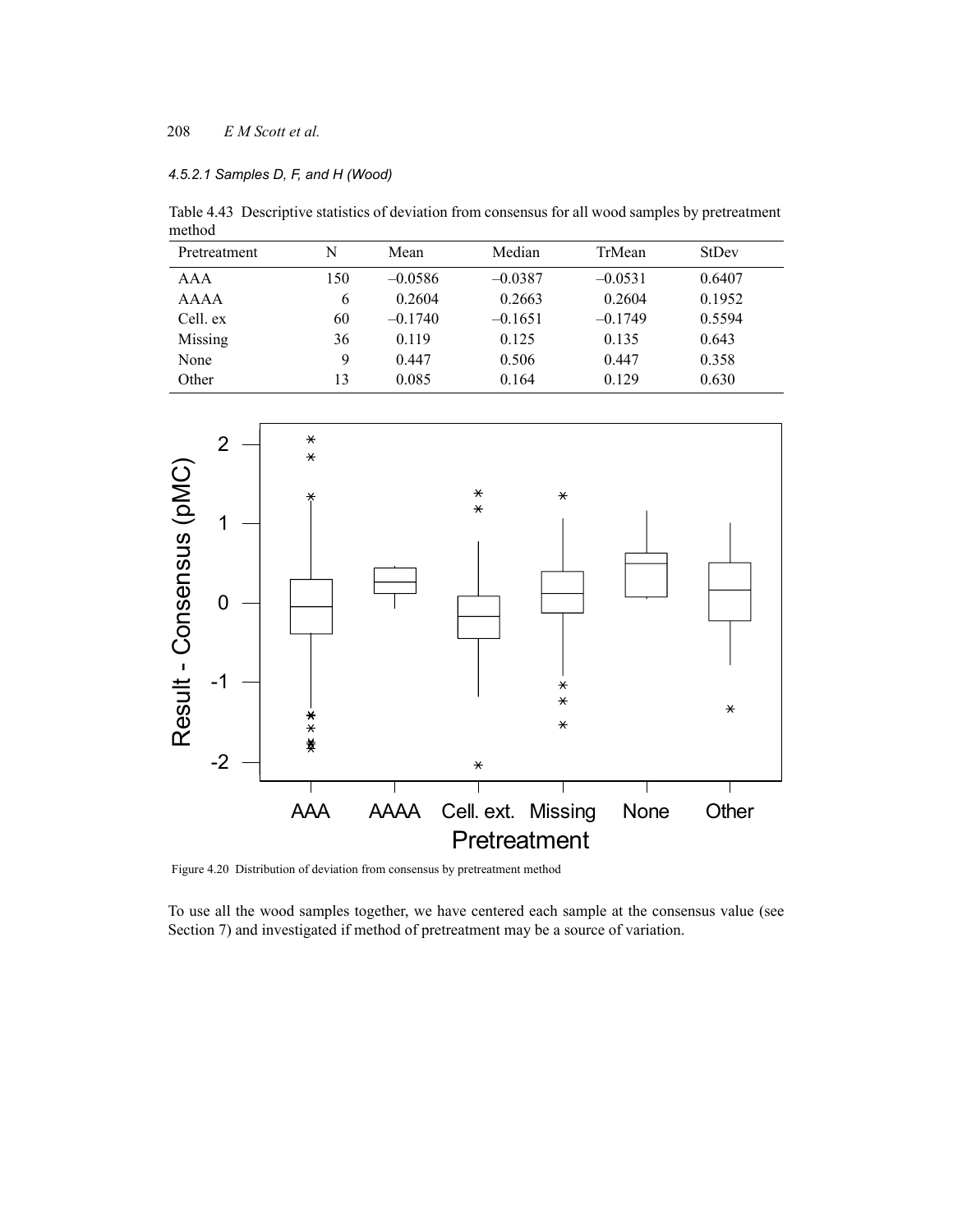#### 4.5.2.1 Samples D, F, and H (Wood)

Table 4.43 Descriptive statistics of deviation from consensus for all wood samples by pretreatment method

| Pretreatment | N | Mean | Median | TrMean | StDev |
|---|---|---|---|---|---|
| AAA | 150 | –0.0586 | –0.0387 | –0.0531 | 0.6407 |
| AAAA | 6 | 0.2604 | 0.2663 | 0.2604 | 0.1952 |
| Cell. ex | 60 | –0.1740 | –0.1651 | –0.1749 | 0.5594 |
| Missing | 36 | 0.119 | 0.125 | 0.135 | 0.643 |
| None | 9 | 0.447 | 0.506 | 0.447 | 0.358 |
| Other | 13 | 0.085 | 0.164 | 0.129 | 0.630 |

Figure 4.20 Distribution of deviation from consensus by pretreatment method

To use all the wood samples together, we have centered each sample at the consensus value (see Section 7) and investigated if method of pretreatment may be a source of variation.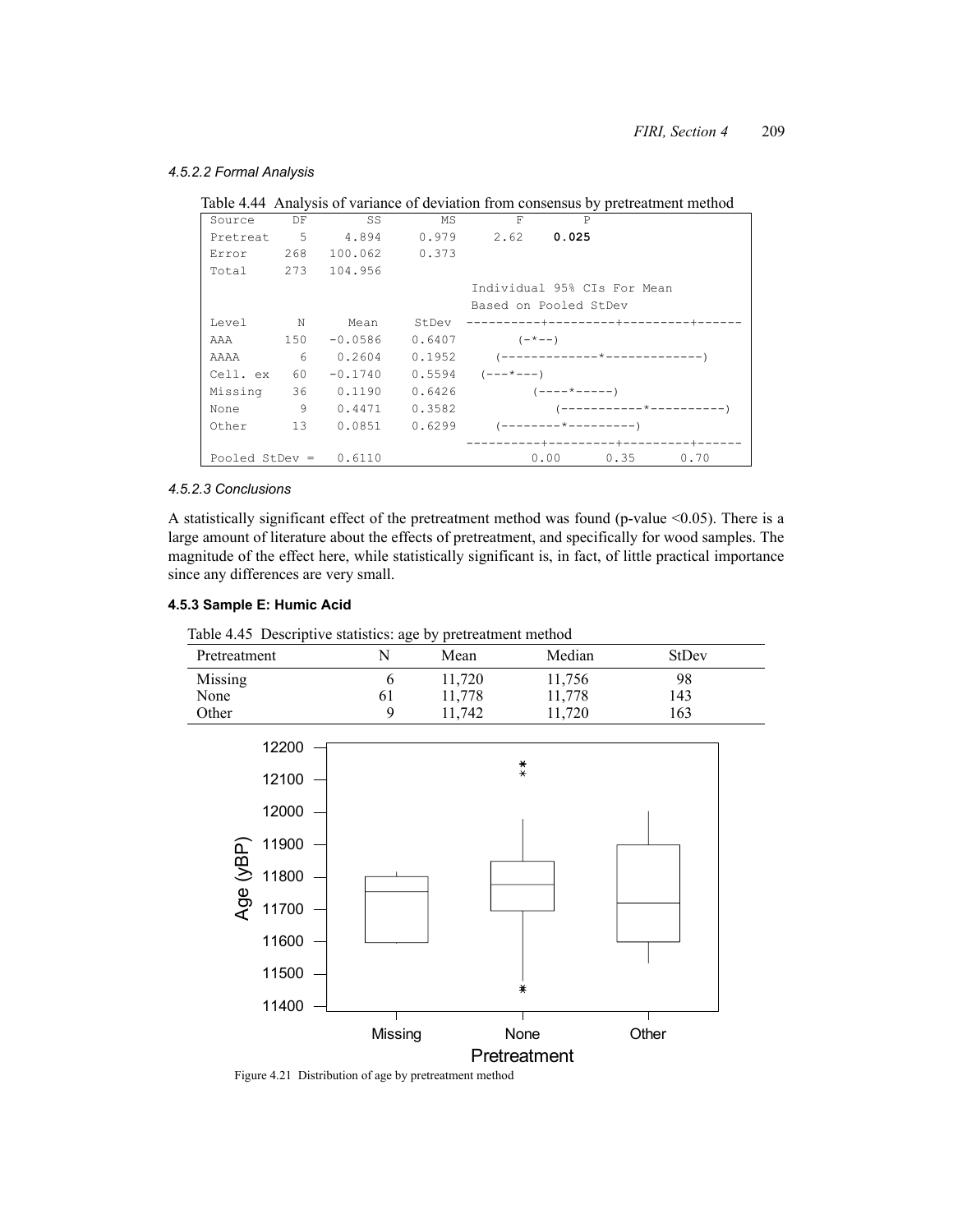#### 4.5.2.2 Formal Analysis

Table 4.44 Analysis of variance of deviation from consensus by pretreatment method

```
Source      DF       SS       MS       F       P
Pretreat     5    4.894    0.979    2.62   0.025
Error      268  100.062    0.373
Total      273  104.956
                                   Individual 95% CIs For Mean
                                   Based on Pooled StDev
Level        N     Mean    StDev  ----------+---------+---------+------
AAA        150  -0.0586   0.6407        (-*--)
AAAA         6   0.2604   0.1952       (-------------*-------------)
Cell. ex    60  -0.1740   0.5594   (---*---)
Missing     36   0.1190   0.6426          (----*-----)
None         9   0.4471   0.3582              (-----------*----------)
Other       13   0.0851   0.6299      (---------*---------)
                                  ----------+---------+---------+------
Pooled StDev =   0.6110                    0.00      0.35      0.70
```

#### 4.5.2.3 Conclusions

A statistically significant effect of the pretreatment method was found (p-value <0.05). There is a large amount of literature about the effects of pretreatment, and specifically for wood samples. The magnitude of the effect here, while statistically significant is, in fact, of little practical importance since any differences are very small.

### 4.5.3 Sample E: Humic Acid

Table 4.45 Descriptive statistics: age by pretreatment method

| Pretreatment | N | Mean | Median | StDev |
|---|---|---|---|---|
| Missing | 6 | 11,720 | 11,756 | 98 |
| None | 61 | 11,778 | 11,778 | 143 |
| Other | 9 | 11,742 | 11,720 | 163 |

Figure 4.21 Distribution of age by pretreatment method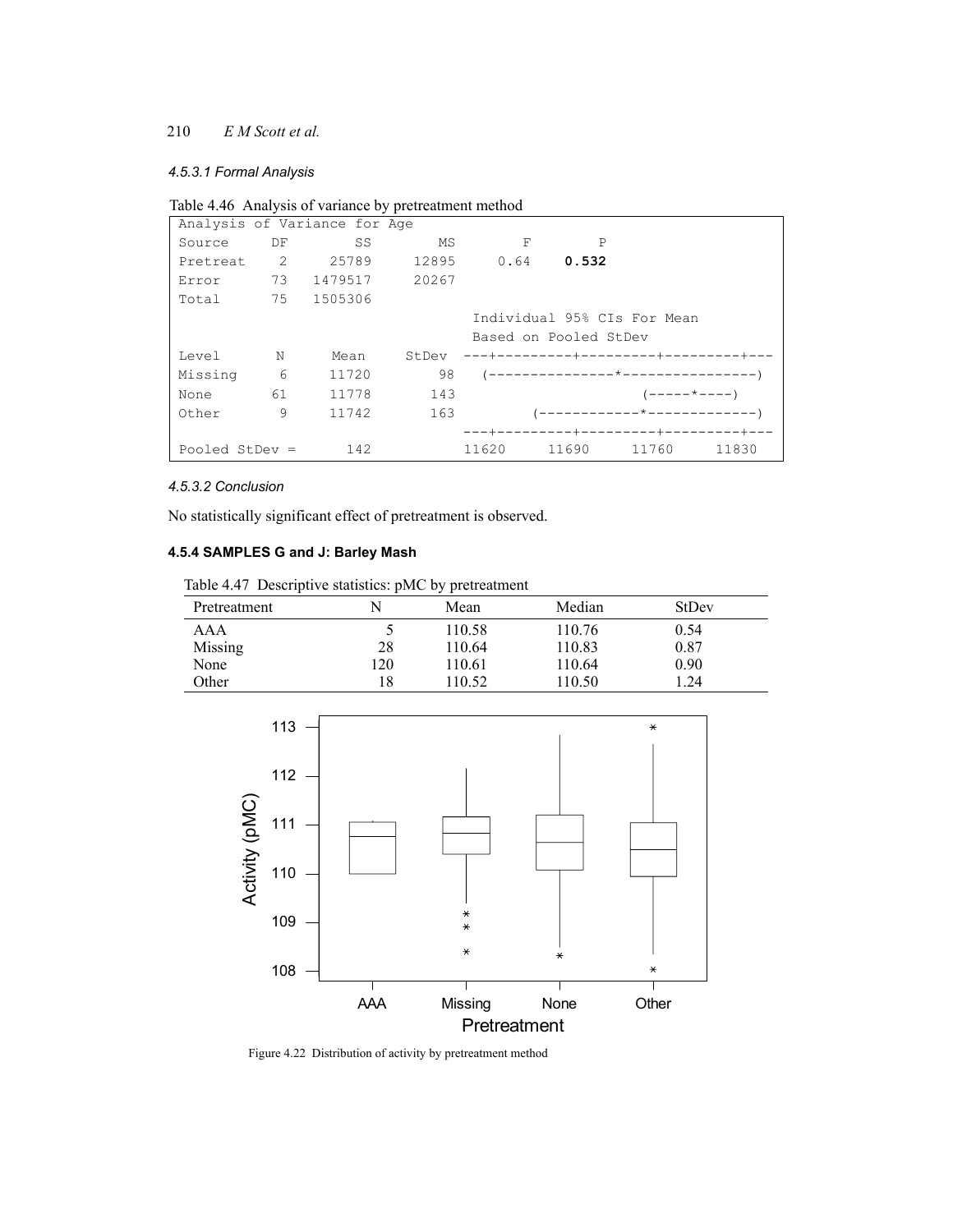#### *4.5.3.1 Formal Analysis*

Table 4.46 Analysis of variance by pretreatment method

```
Analysis of Variance for Age
Source      DF        SS         MS         F        P
Pretreat     2     25789      12895      0.64    0.532
Error       73   1479517      20267
Total       75   1505306
                                    Individual 95% CIs For Mean
                                    Based on Pooled StDev
Level        N      Mean     StDev  ---+---------+---------+---------+---
Missing      6     11720        98   (---------------*----------------)
None        61     11778       143                        (-----*----)
Other        9     11742       163         (------------*-------------)
                                    ---+---------+---------+---------+---
Pooled StDev =       142            11620     11690     11760     11830
```

#### *4.5.3.2 Conclusion*

No statistically significant effect of pretreatment is observed.

### 4.5.4 SAMPLES G and J: Barley Mash

Table 4.47 Descriptive statistics: pMC by pretreatment

| Pretreatment | N | Mean | Median | StDev |
|---|---|---|---|---|
| AAA | 5 | 110.58 | 110.76 | 0.54 |
| Missing | 28 | 110.64 | 110.83 | 0.87 |
| None | 120 | 110.61 | 110.64 | 0.90 |
| Other | 18 | 110.52 | 110.50 | 1.24 |

Figure 4.22 Distribution of activity by pretreatment method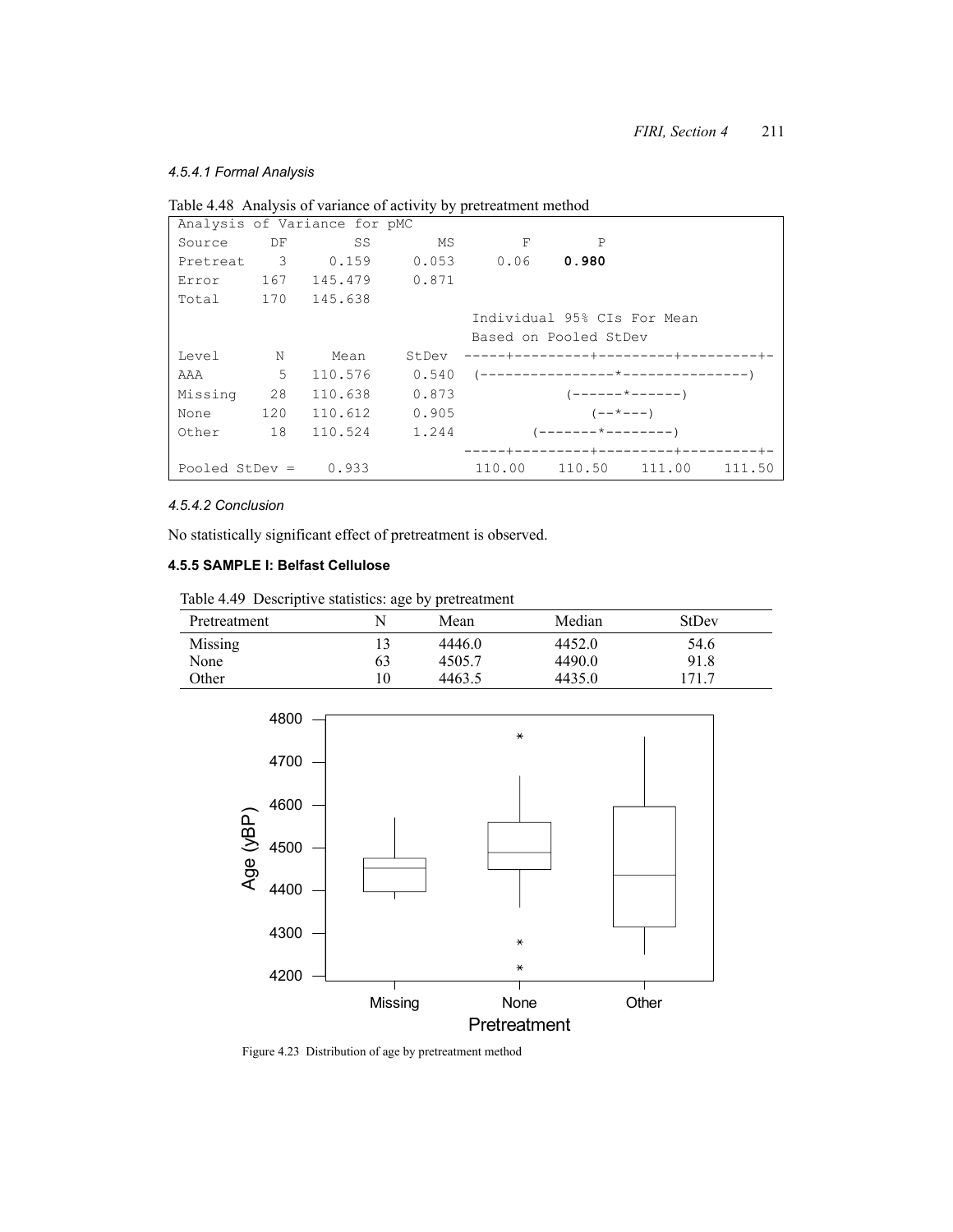#### *4.5.4.1 Formal Analysis*

Table 4.48 Analysis of variance of activity by pretreatment method

```
Analysis of Variance for pMC
Source     DF       SS       MS       F        P
Pretreat    3    0.159    0.053    0.06    0.980
Error     167  145.479    0.871
Total     170  145.638
                                  Individual 95% CIs For Mean
                                  Based on Pooled StDev
Level       N     Mean    StDev   -----+---------+---------+---------+-
AAA         5  110.576    0.540   (----------------*---------------)
Missing    28  110.638    0.873              (------*------)
None      120  110.612    0.905                 (--*---)
Other      18  110.524    1.244          (-------*--------)
                                  -----+---------+---------+---------+-
Pooled StDev =   0.933             110.00    110.50    111.00    111.50
```

#### *4.5.4.2 Conclusion*

No statistically significant effect of pretreatment is observed.

### 4.5.5 SAMPLE I: Belfast Cellulose

Table 4.49 Descriptive statistics: age by pretreatment

| Pretreatment | N | Mean | Median | StDev |
|---|---|---|---|---|
| Missing | 13 | 4446.0 | 4452.0 | 54.6 |
| None | 63 | 4505.7 | 4490.0 | 91.8 |
| Other | 10 | 4463.5 | 4435.0 | 171.7 |

Figure 4.23 Distribution of age by pretreatment method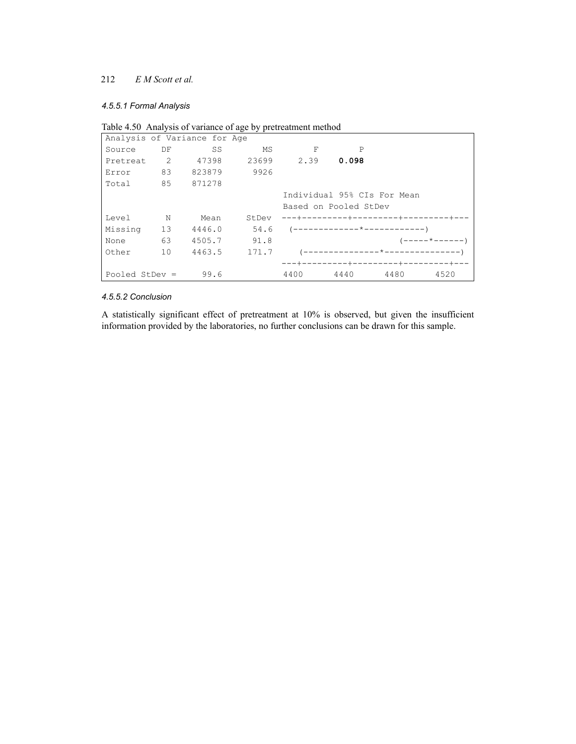#### 4.5.5.1 Formal Analysis

Table 4.50 Analysis of variance of age by pretreatment method

```
Analysis of Variance for Age
Source      DF        SS        MS        F        P
Pretreat     2     47398     23699     2.39    0.098
Error       83    823879      9926
Total       85    871278
                                    Individual 95% CIs For Mean
                                    Based on Pooled StDev
Level        N      Mean     StDev  ---+---------+---------+---------+---
Missing     13    4446.0      54.6   (-------------*------------)
None        63    4505.7      91.8                         (-----*------)
Other       10    4463.5     171.7     (---------------*---------------)
                                    ---+---------+---------+---------+---
Pooled StDev =      99.6             4400      4440      4480      4520
```

#### 4.5.5.2 Conclusion

A statistically significant effect of pretreatment at 10% is observed, but given the insufficient information provided by the laboratories, no further conclusions can be drawn for this sample.